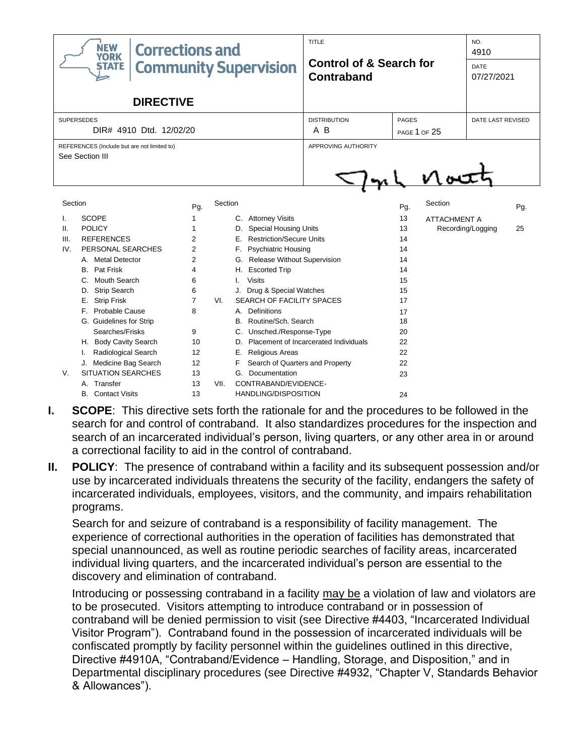| NEW YORK STATE Corrections and Community Supervision **DIRECTIVE** | TITLE **Control of & Search for Contraband** | | NO. 4910 DATE 07/27/2021 |
|---|---|---|---|
| SUPERSEDES DIR# 4910 Dtd. 12/02/20 | DISTRIBUTION A B | PAGES PAGE 1 OF 25 | DATE LAST REVISED |
| REFERENCES (Include but are not limited to) See Section III | APPROVING AUTHORITY | | |

| Section | | Pg. | Section | | Pg. | Section | Pg. |
|---|---|---|---|---|---|---|---|
| I. | SCOPE | 1 | | C. Attorney Visits | 13 | ATTACHMENT A | |
| II. | POLICY | 1 | | D. Special Housing Units | 13 | Recording/Logging | 25 |
| III. | REFERENCES | 2 | | E. Restriction/Secure Units | 14 | | |
| IV. | PERSONAL SEARCHES | 2 | | F. Psychiatric Housing | 14 | | |
| | A. Metal Detector | 2 | | G. Release Without Supervision | 14 | | |
| | B. Pat Frisk | 4 | | H. Escorted Trip | 14 | | |
| | C. Mouth Search | 6 | | I. Visits | 15 | | |
| | D. Strip Search | 6 | | J. Drug & Special Watches | 15 | | |
| | E. Strip Frisk | 7 | VI. | SEARCH OF FACILITY SPACES | 17 | | |
| | F. Probable Cause | 8 | | A. Definitions | 17 | | |
| | G. Guidelines for Strip Searches/Frisks | 9 | | B. Routine/Sch. Search | 18 | | |
| | H. Body Cavity Search | 10 | | C. Unsched./Response-Type | 20 | | |
| | I. Radiological Search | 12 | | D. Placement of Incarcerated Individuals | 22 | | |
| | J. Medicine Bag Search | 12 | | E. Religious Areas | 22 | | |
| V. | SITUATION SEARCHES | 13 | | F Search of Quarters and Property | 22 | | |
| | A. Transfer | 13 | | G. Documentation | 23 | | |
| | B. Contact Visits | 13 | VII. | CONTRABAND/EVIDENCE-HANDLING/DISPOSITION | 24 | | |

**I. SCOPE**: This directive sets forth the rationale for and the procedures to be followed in the search for and control of contraband. It also standardizes procedures for the inspection and search of an incarcerated individual's person, living quarters, or any other area in or around a correctional facility to aid in the control of contraband.

**II. POLICY**: The presence of contraband within a facility and its subsequent possession and/or use by incarcerated individuals threatens the security of the facility, endangers the safety of incarcerated individuals, employees, visitors, and the community, and impairs rehabilitation programs.

Search for and seizure of contraband is a responsibility of facility management. The experience of correctional authorities in the operation of facilities has demonstrated that special unannounced, as well as routine periodic searches of facility areas, incarcerated individual living quarters, and the incarcerated individual's person are essential to the discovery and elimination of contraband.

Introducing or possessing contraband in a facility may be a violation of law and violators are to be prosecuted. Visitors attempting to introduce contraband or in possession of contraband will be denied permission to visit (see Directive #4403, "Incarcerated Individual Visitor Program"). Contraband found in the possession of incarcerated individuals will be confiscated promptly by facility personnel within the guidelines outlined in this directive, Directive #4910A, "Contraband/Evidence – Handling, Storage, and Disposition," and in Departmental disciplinary procedures (see Directive #4932, "Chapter V, Standards Behavior & Allowances").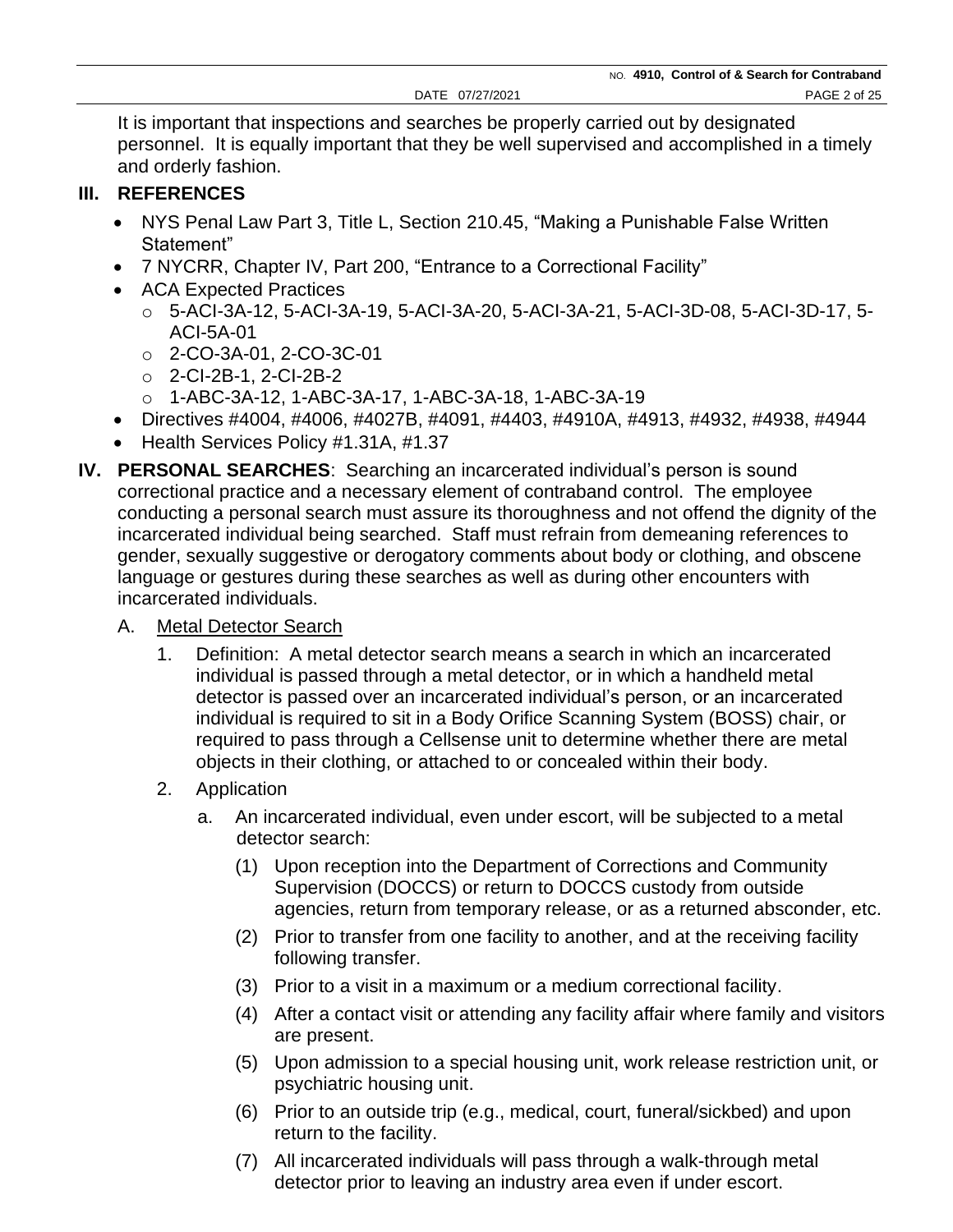It is important that inspections and searches be properly carried out by designated personnel. It is equally important that they be well supervised and accomplished in a timely and orderly fashion.

## III. REFERENCES

- NYS Penal Law Part 3, Title L, Section 210.45, "Making a Punishable False Written Statement"
- 7 NYCRR, Chapter IV, Part 200, "Entrance to a Correctional Facility"
- ACA Expected Practices
  - 5-ACI-3A-12, 5-ACI-3A-19, 5-ACI-3A-20, 5-ACI-3A-21, 5-ACI-3D-08, 5-ACI-3D-17, 5-ACI-5A-01
  - 2-CO-3A-01, 2-CO-3C-01
  - 2-CI-2B-1, 2-CI-2B-2
  - 1-ABC-3A-12, 1-ABC-3A-17, 1-ABC-3A-18, 1-ABC-3A-19
- Directives #4004, #4006, #4027B, #4091, #4403, #4910A, #4913, #4932, #4938, #4944
- Health Services Policy #1.31A, #1.37

## IV. PERSONAL SEARCHES

**PERSONAL SEARCHES**: Searching an incarcerated individual's person is sound correctional practice and a necessary element of contraband control. The employee conducting a personal search must assure its thoroughness and not offend the dignity of the incarcerated individual being searched. Staff must refrain from demeaning references to gender, sexually suggestive or derogatory comments about body or clothing, and obscene language or gestures during these searches as well as during other encounters with incarcerated individuals.

A. Metal Detector Search

1. Definition: A metal detector search means a search in which an incarcerated individual is passed through a metal detector, or in which a handheld metal detector is passed over an incarcerated individual's person, or an incarcerated individual is required to sit in a Body Orifice Scanning System (BOSS) chair, or required to pass through a Cellsense unit to determine whether there are metal objects in their clothing, or attached to or concealed within their body.

2. Application

   a. An incarcerated individual, even under escort, will be subjected to a metal detector search:

      (1) Upon reception into the Department of Corrections and Community Supervision (DOCCS) or return to DOCCS custody from outside agencies, return from temporary release, or as a returned absconder, etc.

      (2) Prior to transfer from one facility to another, and at the receiving facility following transfer.

      (3) Prior to a visit in a maximum or a medium correctional facility.

      (4) After a contact visit or attending any facility affair where family and visitors are present.

      (5) Upon admission to a special housing unit, work release restriction unit, or psychiatric housing unit.

      (6) Prior to an outside trip (e.g., medical, court, funeral/sickbed) and upon return to the facility.

      (7) All incarcerated individuals will pass through a walk-through metal detector prior to leaving an industry area even if under escort.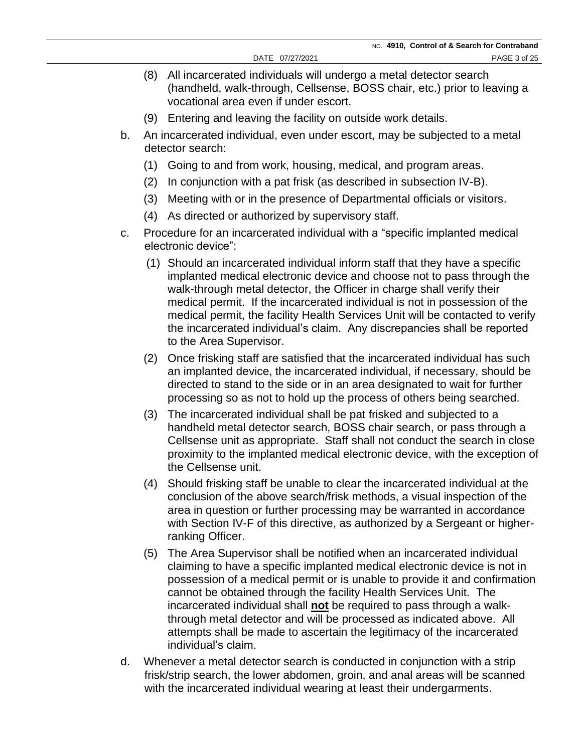(8) All incarcerated individuals will undergo a metal detector search (handheld, walk-through, Cellsense, BOSS chair, etc.) prior to leaving a vocational area even if under escort.

(9) Entering and leaving the facility on outside work details.

b. An incarcerated individual, even under escort, may be subjected to a metal detector search:

(1) Going to and from work, housing, medical, and program areas.

(2) In conjunction with a pat frisk (as described in subsection IV-B).

(3) Meeting with or in the presence of Departmental officials or visitors.

(4) As directed or authorized by supervisory staff.

c. Procedure for an incarcerated individual with a "specific implanted medical electronic device":

(1) Should an incarcerated individual inform staff that they have a specific implanted medical electronic device and choose not to pass through the walk-through metal detector, the Officer in charge shall verify their medical permit. If the incarcerated individual is not in possession of the medical permit, the facility Health Services Unit will be contacted to verify the incarcerated individual's claim. Any discrepancies shall be reported to the Area Supervisor.

(2) Once frisking staff are satisfied that the incarcerated individual has such an implanted device, the incarcerated individual, if necessary, should be directed to stand to the side or in an area designated to wait for further processing so as not to hold up the process of others being searched.

(3) The incarcerated individual shall be pat frisked and subjected to a handheld metal detector search, BOSS chair search, or pass through a Cellsense unit as appropriate. Staff shall not conduct the search in close proximity to the implanted medical electronic device, with the exception of the Cellsense unit.

(4) Should frisking staff be unable to clear the incarcerated individual at the conclusion of the above search/frisk methods, a visual inspection of the area in question or further processing may be warranted in accordance with Section IV-F of this directive, as authorized by a Sergeant or higher-ranking Officer.

(5) The Area Supervisor shall be notified when an incarcerated individual claiming to have a specific implanted medical electronic device is not in possession of a medical permit or is unable to provide it and confirmation cannot be obtained through the facility Health Services Unit. The incarcerated individual shall **not** be required to pass through a walk-through metal detector and will be processed as indicated above. All attempts shall be made to ascertain the legitimacy of the incarcerated individual's claim.

d. Whenever a metal detector search is conducted in conjunction with a strip frisk/strip search, the lower abdomen, groin, and anal areas will be scanned with the incarcerated individual wearing at least their undergarments.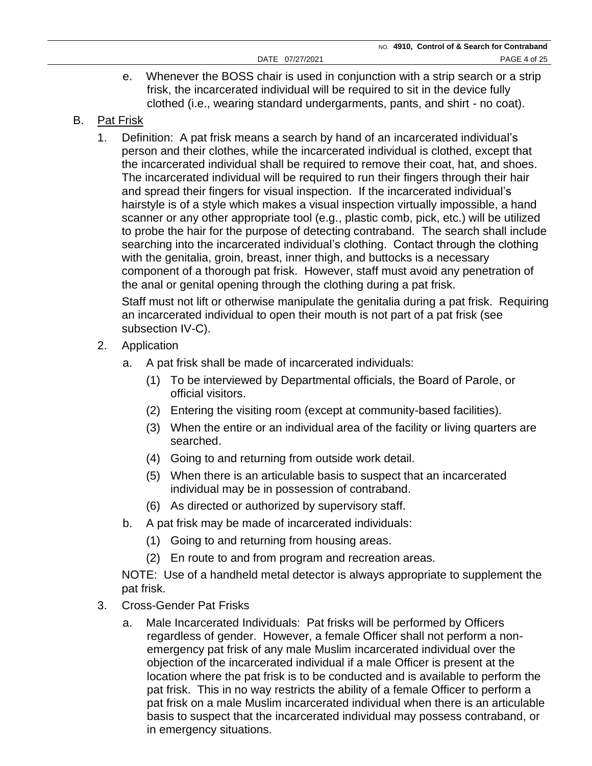e. Whenever the BOSS chair is used in conjunction with a strip search or a strip frisk, the incarcerated individual will be required to sit in the device fully clothed (i.e., wearing standard undergarments, pants, and shirt - no coat).

B. <u>Pat Frisk</u>

1. Definition: A pat frisk means a search by hand of an incarcerated individual's person and their clothes, while the incarcerated individual is clothed, except that the incarcerated individual shall be required to remove their coat, hat, and shoes. The incarcerated individual will be required to run their fingers through their hair and spread their fingers for visual inspection. If the incarcerated individual's hairstyle is of a style which makes a visual inspection virtually impossible, a hand scanner or any other appropriate tool (e.g., plastic comb, pick, etc.) will be utilized to probe the hair for the purpose of detecting contraband. The search shall include searching into the incarcerated individual's clothing. Contact through the clothing with the genitalia, groin, breast, inner thigh, and buttocks is a necessary component of a thorough pat frisk. However, staff must avoid any penetration of the anal or genital opening through the clothing during a pat frisk.

   Staff must not lift or otherwise manipulate the genitalia during a pat frisk. Requiring an incarcerated individual to open their mouth is not part of a pat frisk (see subsection IV-C).

2. Application

   a. A pat frisk shall be made of incarcerated individuals:

      (1) To be interviewed by Departmental officials, the Board of Parole, or official visitors.

      (2) Entering the visiting room (except at community-based facilities).

      (3) When the entire or an individual area of the facility or living quarters are searched.

      (4) Going to and returning from outside work detail.

      (5) When there is an articulable basis to suspect that an incarcerated individual may be in possession of contraband.

      (6) As directed or authorized by supervisory staff.

   b. A pat frisk may be made of incarcerated individuals:

      (1) Going to and returning from housing areas.

      (2) En route to and from program and recreation areas.

   NOTE: Use of a handheld metal detector is always appropriate to supplement the pat frisk.

3. Cross-Gender Pat Frisks

   a. Male Incarcerated Individuals: Pat frisks will be performed by Officers regardless of gender. However, a female Officer shall not perform a non-emergency pat frisk of any male Muslim incarcerated individual over the objection of the incarcerated individual if a male Officer is present at the location where the pat frisk is to be conducted and is available to perform the pat frisk. This in no way restricts the ability of a female Officer to perform a pat frisk on a male Muslim incarcerated individual when there is an articulable basis to suspect that the incarcerated individual may possess contraband, or in emergency situations.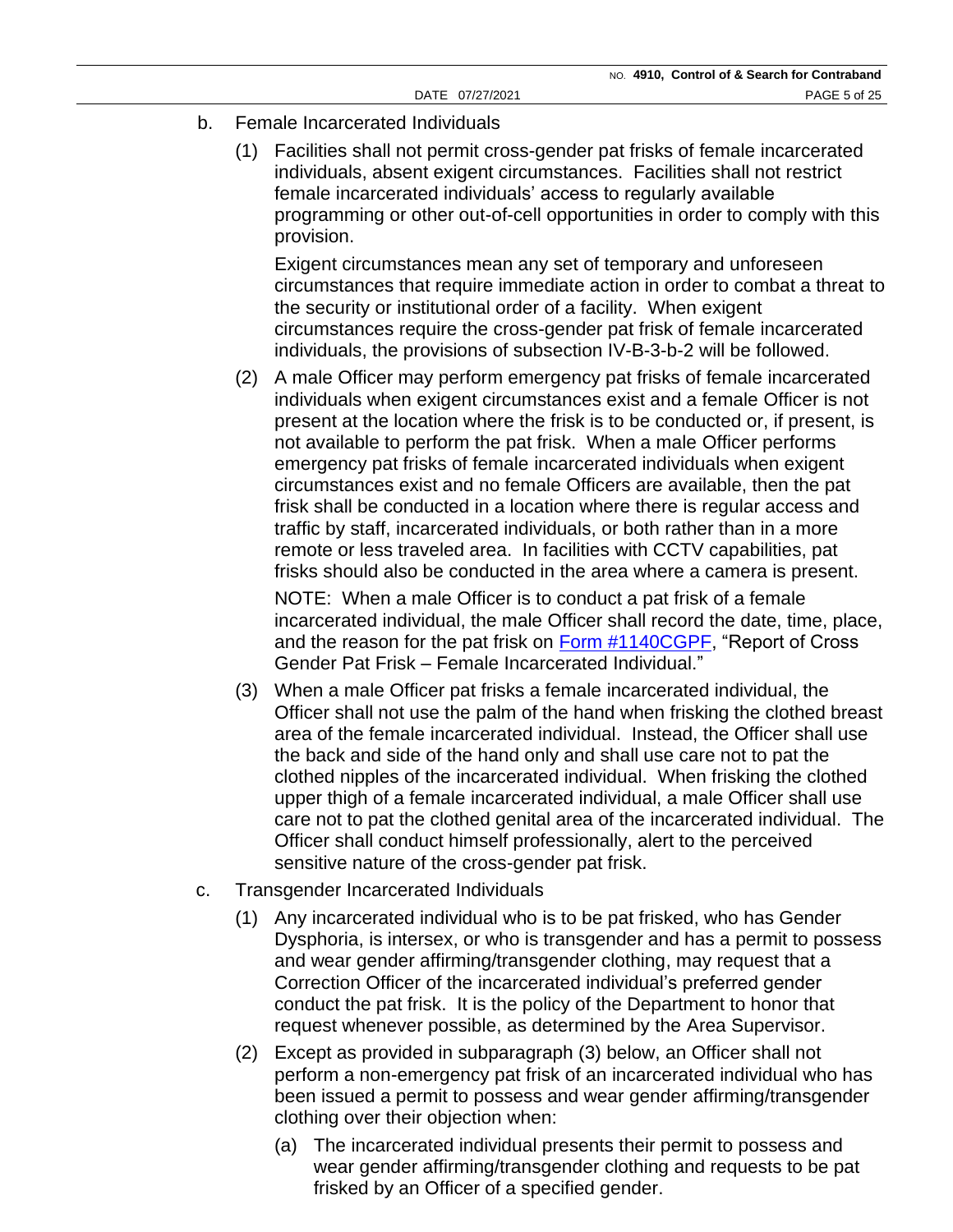b. Female Incarcerated Individuals

(1) Facilities shall not permit cross-gender pat frisks of female incarcerated individuals, absent exigent circumstances. Facilities shall not restrict female incarcerated individuals' access to regularly available programming or other out-of-cell opportunities in order to comply with this provision.

Exigent circumstances mean any set of temporary and unforeseen circumstances that require immediate action in order to combat a threat to the security or institutional order of a facility. When exigent circumstances require the cross-gender pat frisk of female incarcerated individuals, the provisions of subsection IV-B-3-b-2 will be followed.

(2) A male Officer may perform emergency pat frisks of female incarcerated individuals when exigent circumstances exist and a female Officer is not present at the location where the frisk is to be conducted or, if present, is not available to perform the pat frisk. When a male Officer performs emergency pat frisks of female incarcerated individuals when exigent circumstances exist and no female Officers are available, then the pat frisk shall be conducted in a location where there is regular access and traffic by staff, incarcerated individuals, or both rather than in a more remote or less traveled area. In facilities with CCTV capabilities, pat frisks should also be conducted in the area where a camera is present.

NOTE: When a male Officer is to conduct a pat frisk of a female incarcerated individual, the male Officer shall record the date, time, place, and the reason for the pat frisk on Form #1140CGPF, "Report of Cross Gender Pat Frisk – Female Incarcerated Individual."

(3) When a male Officer pat frisks a female incarcerated individual, the Officer shall not use the palm of the hand when frisking the clothed breast area of the female incarcerated individual. Instead, the Officer shall use the back and side of the hand only and shall use care not to pat the clothed nipples of the incarcerated individual. When frisking the clothed upper thigh of a female incarcerated individual, a male Officer shall use care not to pat the clothed genital area of the incarcerated individual. The Officer shall conduct himself professionally, alert to the perceived sensitive nature of the cross-gender pat frisk.

c. Transgender Incarcerated Individuals

(1) Any incarcerated individual who is to be pat frisked, who has Gender Dysphoria, is intersex, or who is transgender and has a permit to possess and wear gender affirming/transgender clothing, may request that a Correction Officer of the incarcerated individual's preferred gender conduct the pat frisk. It is the policy of the Department to honor that request whenever possible, as determined by the Area Supervisor.

(2) Except as provided in subparagraph (3) below, an Officer shall not perform a non-emergency pat frisk of an incarcerated individual who has been issued a permit to possess and wear gender affirming/transgender clothing over their objection when:

(a) The incarcerated individual presents their permit to possess and wear gender affirming/transgender clothing and requests to be pat frisked by an Officer of a specified gender.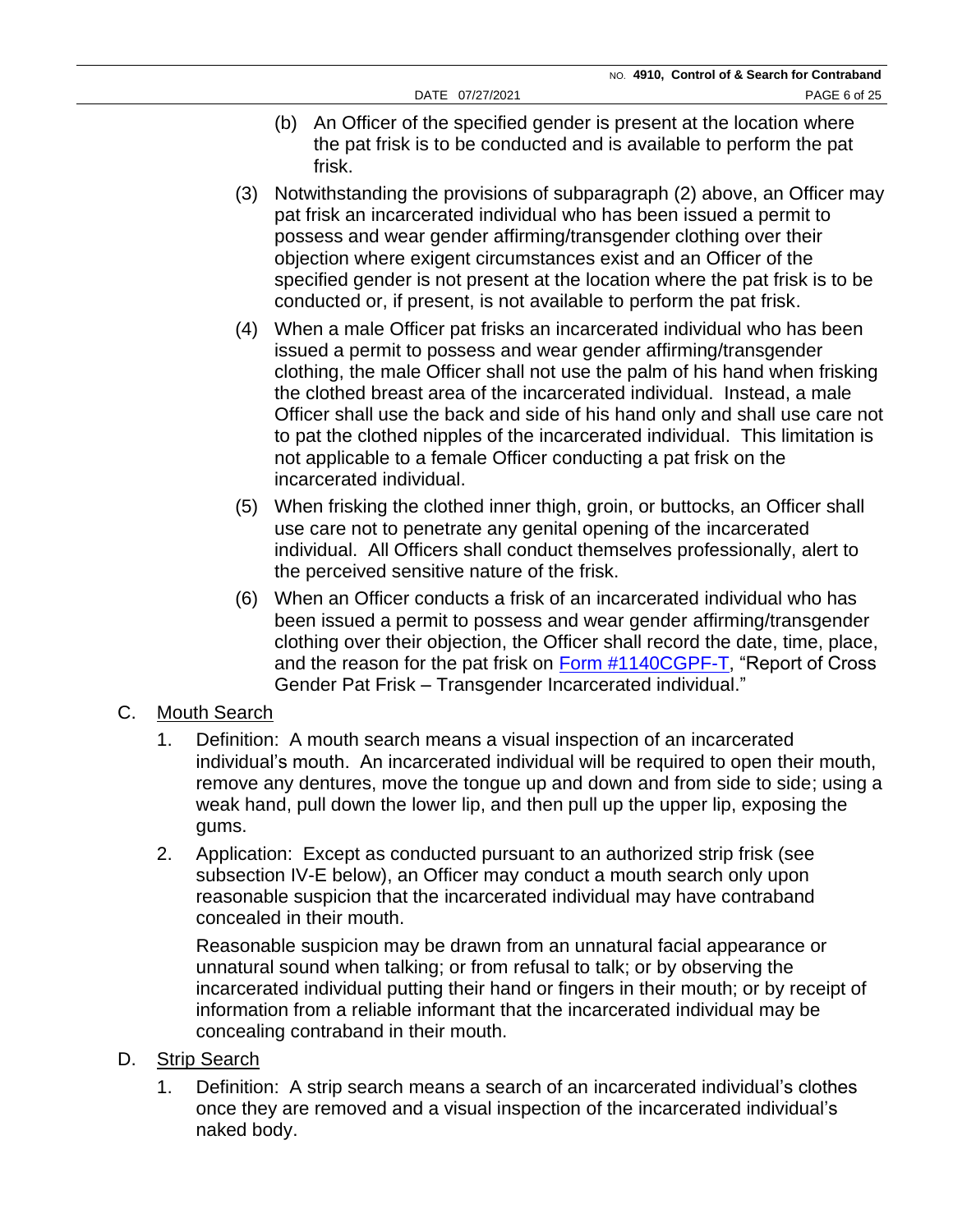(b) An Officer of the specified gender is present at the location where the pat frisk is to be conducted and is available to perform the pat frisk.

(3) Notwithstanding the provisions of subparagraph (2) above, an Officer may pat frisk an incarcerated individual who has been issued a permit to possess and wear gender affirming/transgender clothing over their objection where exigent circumstances exist and an Officer of the specified gender is not present at the location where the pat frisk is to be conducted or, if present, is not available to perform the pat frisk.

(4) When a male Officer pat frisks an incarcerated individual who has been issued a permit to possess and wear gender affirming/transgender clothing, the male Officer shall not use the palm of his hand when frisking the clothed breast area of the incarcerated individual. Instead, a male Officer shall use the back and side of his hand only and shall use care not to pat the clothed nipples of the incarcerated individual. This limitation is not applicable to a female Officer conducting a pat frisk on the incarcerated individual.

(5) When frisking the clothed inner thigh, groin, or buttocks, an Officer shall use care not to penetrate any genital opening of the incarcerated individual. All Officers shall conduct themselves professionally, alert to the perceived sensitive nature of the frisk.

(6) When an Officer conducts a frisk of an incarcerated individual who has been issued a permit to possess and wear gender affirming/transgender clothing over their objection, the Officer shall record the date, time, place, and the reason for the pat frisk on Form #1140CGPF-T, "Report of Cross Gender Pat Frisk – Transgender Incarcerated individual."

C. <u>Mouth Search</u>

1. Definition: A mouth search means a visual inspection of an incarcerated individual's mouth. An incarcerated individual will be required to open their mouth, remove any dentures, move the tongue up and down and from side to side; using a weak hand, pull down the lower lip, and then pull up the upper lip, exposing the gums.

2. Application: Except as conducted pursuant to an authorized strip frisk (see subsection IV-E below), an Officer may conduct a mouth search only upon reasonable suspicion that the incarcerated individual may have contraband concealed in their mouth.

   Reasonable suspicion may be drawn from an unnatural facial appearance or unnatural sound when talking; or from refusal to talk; or by observing the incarcerated individual putting their hand or fingers in their mouth; or by receipt of information from a reliable informant that the incarcerated individual may be concealing contraband in their mouth.

D. <u>Strip Search</u>

1. Definition: A strip search means a search of an incarcerated individual's clothes once they are removed and a visual inspection of the incarcerated individual's naked body.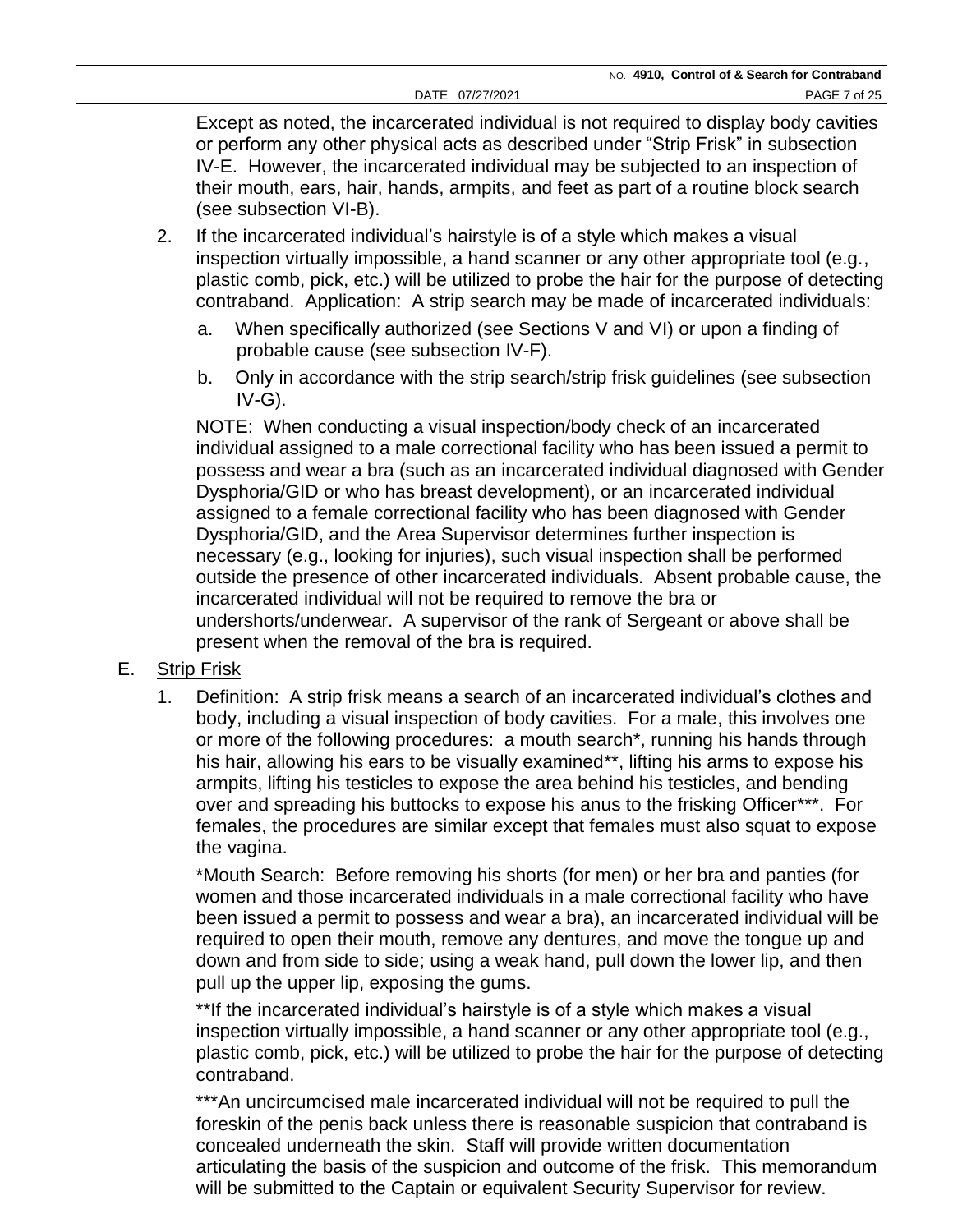Except as noted, the incarcerated individual is not required to display body cavities or perform any other physical acts as described under "Strip Frisk" in subsection IV-E. However, the incarcerated individual may be subjected to an inspection of their mouth, ears, hair, hands, armpits, and feet as part of a routine block search (see subsection VI-B).

2. If the incarcerated individual's hairstyle is of a style which makes a visual inspection virtually impossible, a hand scanner or any other appropriate tool (e.g., plastic comb, pick, etc.) will be utilized to probe the hair for the purpose of detecting contraband. Application: A strip search may be made of incarcerated individuals:

   a. When specifically authorized (see Sections V and VI) <u>or</u> upon a finding of probable cause (see subsection IV-F).

   b. Only in accordance with the strip search/strip frisk guidelines (see subsection IV-G).

   NOTE: When conducting a visual inspection/body check of an incarcerated individual assigned to a male correctional facility who has been issued a permit to possess and wear a bra (such as an incarcerated individual diagnosed with Gender Dysphoria/GID or who has breast development), or an incarcerated individual assigned to a female correctional facility who has been diagnosed with Gender Dysphoria/GID, and the Area Supervisor determines further inspection is necessary (e.g., looking for injuries), such visual inspection shall be performed outside the presence of other incarcerated individuals. Absent probable cause, the incarcerated individual will not be required to remove the bra or undershorts/underwear. A supervisor of the rank of Sergeant or above shall be present when the removal of the bra is required.

E. <u>Strip Frisk</u>

1. Definition: A strip frisk means a search of an incarcerated individual's clothes and body, including a visual inspection of body cavities. For a male, this involves one or more of the following procedures: a mouth search*, running his hands through his hair, allowing his ears to be visually examined**, lifting his arms to expose his armpits, lifting his testicles to expose the area behind his testicles, and bending over and spreading his buttocks to expose his anus to the frisking Officer***. For females, the procedures are similar except that females must also squat to expose the vagina.

   *Mouth Search: Before removing his shorts (for men) or her bra and panties (for women and those incarcerated individuals in a male correctional facility who have been issued a permit to possess and wear a bra), an incarcerated individual will be required to open their mouth, remove any dentures, and move the tongue up and down and from side to side; using a weak hand, pull down the lower lip, and then pull up the upper lip, exposing the gums.

   **If the incarcerated individual's hairstyle is of a style which makes a visual inspection virtually impossible, a hand scanner or any other appropriate tool (e.g., plastic comb, pick, etc.) will be utilized to probe the hair for the purpose of detecting contraband.

   ***An uncircumcised male incarcerated individual will not be required to pull the foreskin of the penis back unless there is reasonable suspicion that contraband is concealed underneath the skin. Staff will provide written documentation articulating the basis of the suspicion and outcome of the frisk. This memorandum will be submitted to the Captain or equivalent Security Supervisor for review.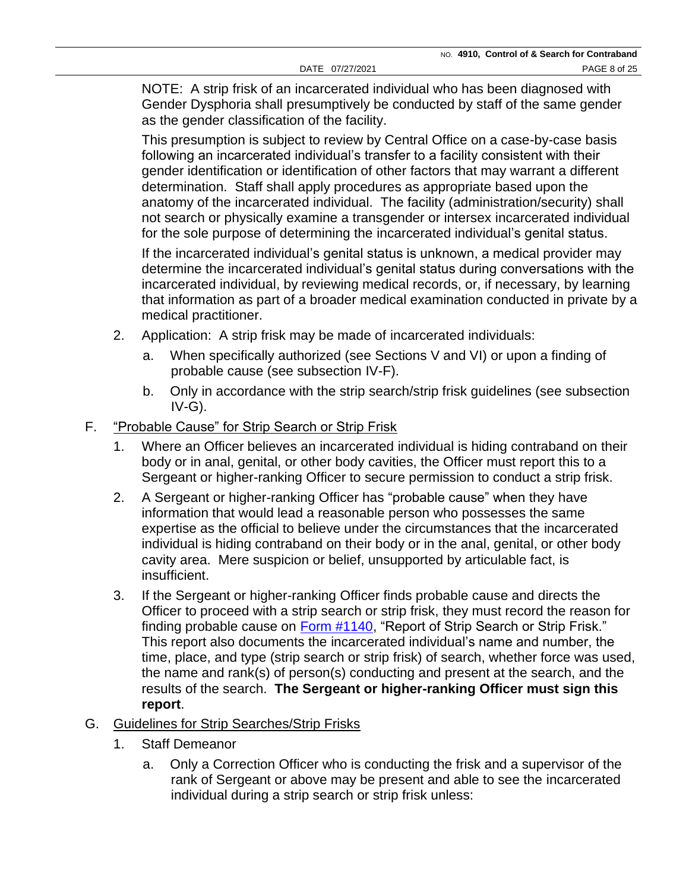NOTE: A strip frisk of an incarcerated individual who has been diagnosed with Gender Dysphoria shall presumptively be conducted by staff of the same gender as the gender classification of the facility.

This presumption is subject to review by Central Office on a case-by-case basis following an incarcerated individual's transfer to a facility consistent with their gender identification or identification of other factors that may warrant a different determination. Staff shall apply procedures as appropriate based upon the anatomy of the incarcerated individual. The facility (administration/security) shall not search or physically examine a transgender or intersex incarcerated individual for the sole purpose of determining the incarcerated individual's genital status.

If the incarcerated individual's genital status is unknown, a medical provider may determine the incarcerated individual's genital status during conversations with the incarcerated individual, by reviewing medical records, or, if necessary, by learning that information as part of a broader medical examination conducted in private by a medical practitioner.

2. Application: A strip frisk may be made of incarcerated individuals:

   a. When specifically authorized (see Sections V and VI) or upon a finding of probable cause (see subsection IV-F).

   b. Only in accordance with the strip search/strip frisk guidelines (see subsection IV-G).

F. "Probable Cause" for Strip Search or Strip Frisk

1. Where an Officer believes an incarcerated individual is hiding contraband on their body or in anal, genital, or other body cavities, the Officer must report this to a Sergeant or higher-ranking Officer to secure permission to conduct a strip frisk.

2. A Sergeant or higher-ranking Officer has "probable cause" when they have information that would lead a reasonable person who possesses the same expertise as the official to believe under the circumstances that the incarcerated individual is hiding contraband on their body or in the anal, genital, or other body cavity area. Mere suspicion or belief, unsupported by articulable fact, is insufficient.

3. If the Sergeant or higher-ranking Officer finds probable cause and directs the Officer to proceed with a strip search or strip frisk, they must record the reason for finding probable cause on Form #1140, "Report of Strip Search or Strip Frisk." This report also documents the incarcerated individual's name and number, the time, place, and type (strip search or strip frisk) of search, whether force was used, the name and rank(s) of person(s) conducting and present at the search, and the results of the search. **The Sergeant or higher-ranking Officer must sign this report**.

G. Guidelines for Strip Searches/Strip Frisks

1. Staff Demeanor

   a. Only a Correction Officer who is conducting the frisk and a supervisor of the rank of Sergeant or above may be present and able to see the incarcerated individual during a strip search or strip frisk unless: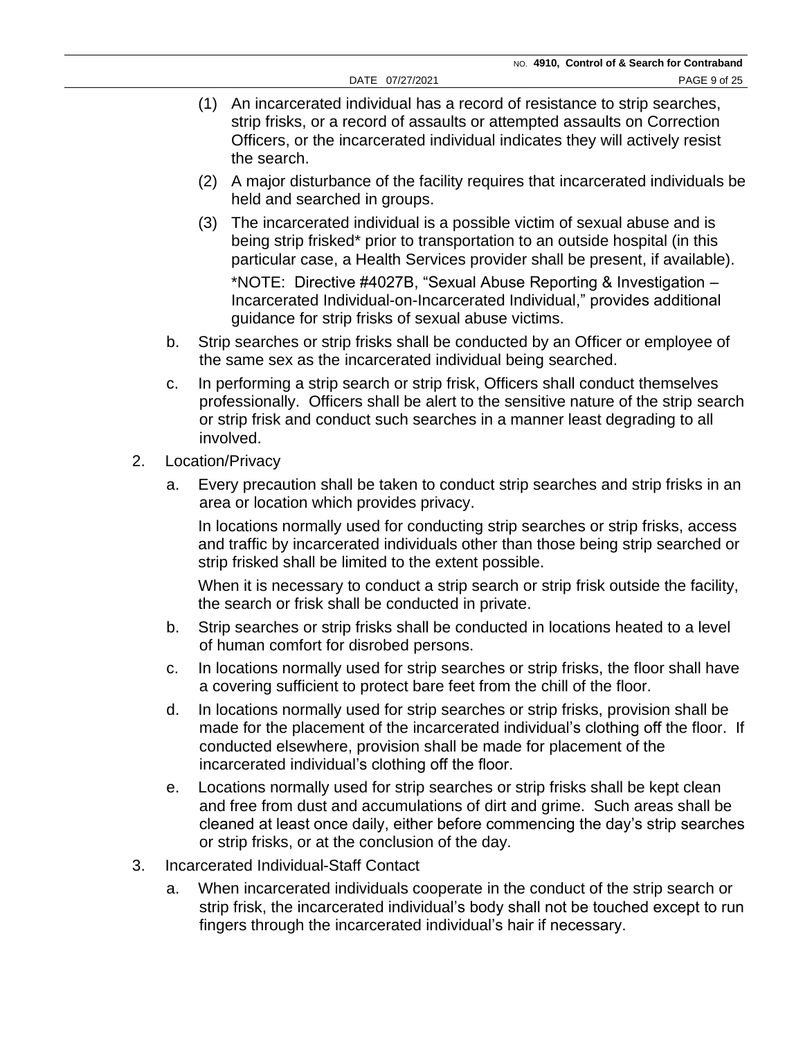(1) An incarcerated individual has a record of resistance to strip searches, strip frisks, or a record of assaults or attempted assaults on Correction Officers, or the incarcerated individual indicates they will actively resist the search.

(2) A major disturbance of the facility requires that incarcerated individuals be held and searched in groups.

(3) The incarcerated individual is a possible victim of sexual abuse and is being strip frisked* prior to transportation to an outside hospital (in this particular case, a Health Services provider shall be present, if available).

*NOTE: Directive #4027B, "Sexual Abuse Reporting & Investigation – Incarcerated Individual-on-Incarcerated Individual," provides additional guidance for strip frisks of sexual abuse victims.

b. Strip searches or strip frisks shall be conducted by an Officer or employee of the same sex as the incarcerated individual being searched.

c. In performing a strip search or strip frisk, Officers shall conduct themselves professionally. Officers shall be alert to the sensitive nature of the strip search or strip frisk and conduct such searches in a manner least degrading to all involved.

2. Location/Privacy

a. Every precaution shall be taken to conduct strip searches and strip frisks in an area or location which provides privacy.

In locations normally used for conducting strip searches or strip frisks, access and traffic by incarcerated individuals other than those being strip searched or strip frisked shall be limited to the extent possible.

When it is necessary to conduct a strip search or strip frisk outside the facility, the search or frisk shall be conducted in private.

b. Strip searches or strip frisks shall be conducted in locations heated to a level of human comfort for disrobed persons.

c. In locations normally used for strip searches or strip frisks, the floor shall have a covering sufficient to protect bare feet from the chill of the floor.

d. In locations normally used for strip searches or strip frisks, provision shall be made for the placement of the incarcerated individual's clothing off the floor. If conducted elsewhere, provision shall be made for placement of the incarcerated individual's clothing off the floor.

e. Locations normally used for strip searches or strip frisks shall be kept clean and free from dust and accumulations of dirt and grime. Such areas shall be cleaned at least once daily, either before commencing the day's strip searches or strip frisks, or at the conclusion of the day.

3. Incarcerated Individual-Staff Contact

a. When incarcerated individuals cooperate in the conduct of the strip search or strip frisk, the incarcerated individual's body shall not be touched except to run fingers through the incarcerated individual's hair if necessary.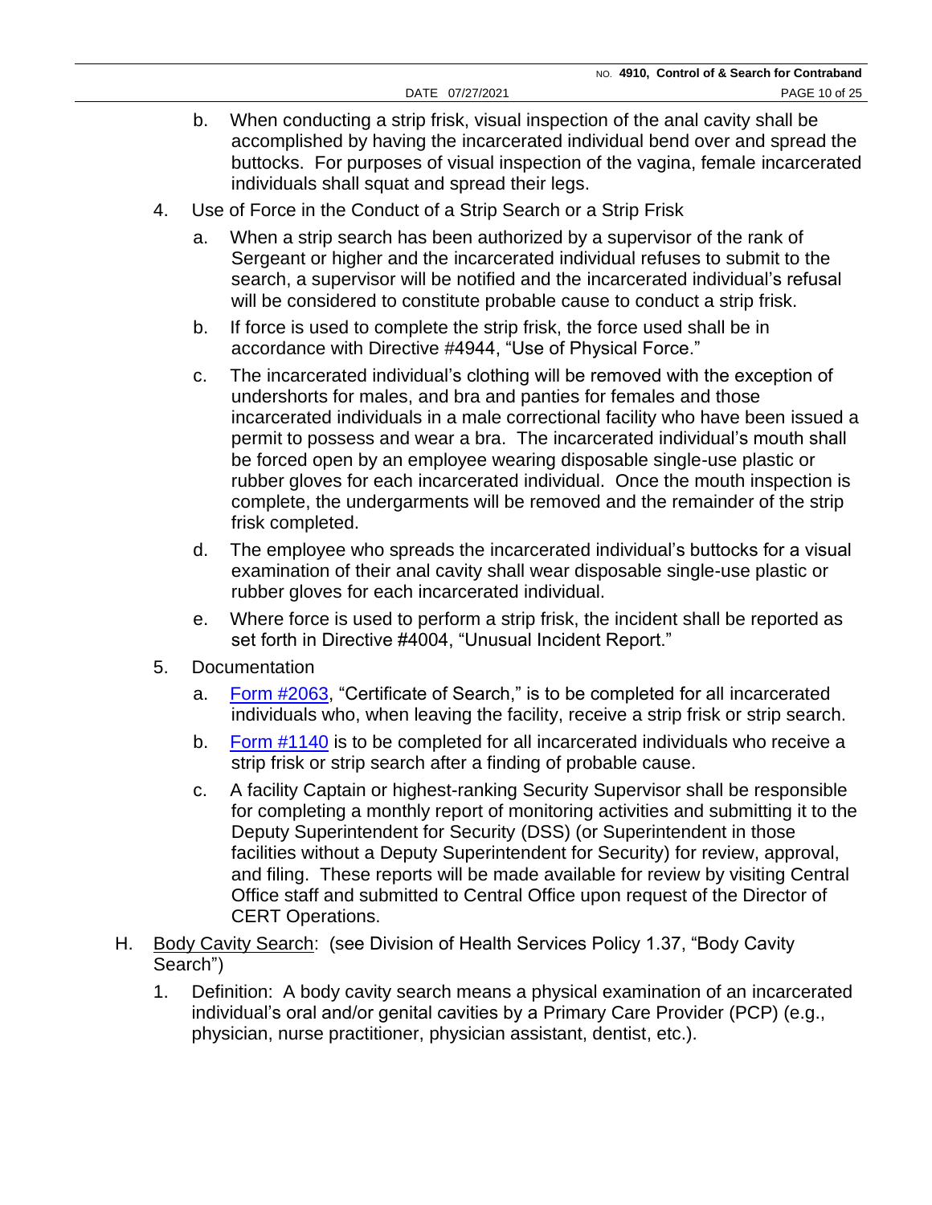b. When conducting a strip frisk, visual inspection of the anal cavity shall be accomplished by having the incarcerated individual bend over and spread the buttocks. For purposes of visual inspection of the vagina, female incarcerated individuals shall squat and spread their legs.

4. Use of Force in the Conduct of a Strip Search or a Strip Frisk

   a. When a strip search has been authorized by a supervisor of the rank of Sergeant or higher and the incarcerated individual refuses to submit to the search, a supervisor will be notified and the incarcerated individual's refusal will be considered to constitute probable cause to conduct a strip frisk.

   b. If force is used to complete the strip frisk, the force used shall be in accordance with Directive #4944, "Use of Physical Force."

   c. The incarcerated individual's clothing will be removed with the exception of undershorts for males, and bra and panties for females and those incarcerated individuals in a male correctional facility who have been issued a permit to possess and wear a bra. The incarcerated individual's mouth shall be forced open by an employee wearing disposable single-use plastic or rubber gloves for each incarcerated individual. Once the mouth inspection is complete, the undergarments will be removed and the remainder of the strip frisk completed.

   d. The employee who spreads the incarcerated individual's buttocks for a visual examination of their anal cavity shall wear disposable single-use plastic or rubber gloves for each incarcerated individual.

   e. Where force is used to perform a strip frisk, the incident shall be reported as set forth in Directive #4004, "Unusual Incident Report."

5. Documentation

   a. Form #2063, "Certificate of Search," is to be completed for all incarcerated individuals who, when leaving the facility, receive a strip frisk or strip search.

   b. Form #1140 is to be completed for all incarcerated individuals who receive a strip frisk or strip search after a finding of probable cause.

   c. A facility Captain or highest-ranking Security Supervisor shall be responsible for completing a monthly report of monitoring activities and submitting it to the Deputy Superintendent for Security (DSS) (or Superintendent in those facilities without a Deputy Superintendent for Security) for review, approval, and filing. These reports will be made available for review by visiting Central Office staff and submitted to Central Office upon request of the Director of CERT Operations.

H. Body Cavity Search: (see Division of Health Services Policy 1.37, "Body Cavity Search")

   1. Definition: A body cavity search means a physical examination of an incarcerated individual's oral and/or genital cavities by a Primary Care Provider (PCP) (e.g., physician, nurse practitioner, physician assistant, dentist, etc.).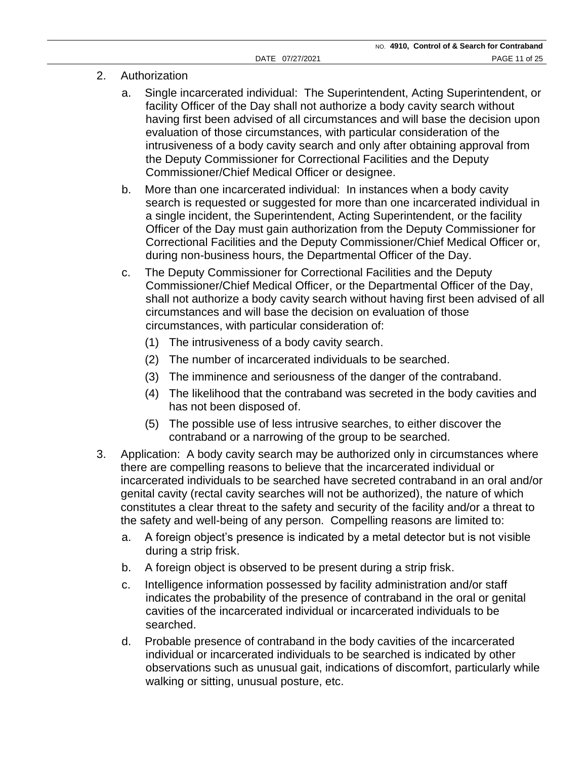2. Authorization

   a. Single incarcerated individual: The Superintendent, Acting Superintendent, or facility Officer of the Day shall not authorize a body cavity search without having first been advised of all circumstances and will base the decision upon evaluation of those circumstances, with particular consideration of the intrusiveness of a body cavity search and only after obtaining approval from the Deputy Commissioner for Correctional Facilities and the Deputy Commissioner/Chief Medical Officer or designee.

   b. More than one incarcerated individual: In instances when a body cavity search is requested or suggested for more than one incarcerated individual in a single incident, the Superintendent, Acting Superintendent, or the facility Officer of the Day must gain authorization from the Deputy Commissioner for Correctional Facilities and the Deputy Commissioner/Chief Medical Officer or, during non-business hours, the Departmental Officer of the Day.

   c. The Deputy Commissioner for Correctional Facilities and the Deputy Commissioner/Chief Medical Officer, or the Departmental Officer of the Day, shall not authorize a body cavity search without having first been advised of all circumstances and will base the decision on evaluation of those circumstances, with particular consideration of:

      (1) The intrusiveness of a body cavity search.

      (2) The number of incarcerated individuals to be searched.

      (3) The imminence and seriousness of the danger of the contraband.

      (4) The likelihood that the contraband was secreted in the body cavities and has not been disposed of.

      (5) The possible use of less intrusive searches, to either discover the contraband or a narrowing of the group to be searched.

3. Application: A body cavity search may be authorized only in circumstances where there are compelling reasons to believe that the incarcerated individual or incarcerated individuals to be searched have secreted contraband in an oral and/or genital cavity (rectal cavity searches will not be authorized), the nature of which constitutes a clear threat to the safety and security of the facility and/or a threat to the safety and well-being of any person. Compelling reasons are limited to:

   a. A foreign object's presence is indicated by a metal detector but is not visible during a strip frisk.

   b. A foreign object is observed to be present during a strip frisk.

   c. Intelligence information possessed by facility administration and/or staff indicates the probability of the presence of contraband in the oral or genital cavities of the incarcerated individual or incarcerated individuals to be searched.

   d. Probable presence of contraband in the body cavities of the incarcerated individual or incarcerated individuals to be searched is indicated by other observations such as unusual gait, indications of discomfort, particularly while walking or sitting, unusual posture, etc.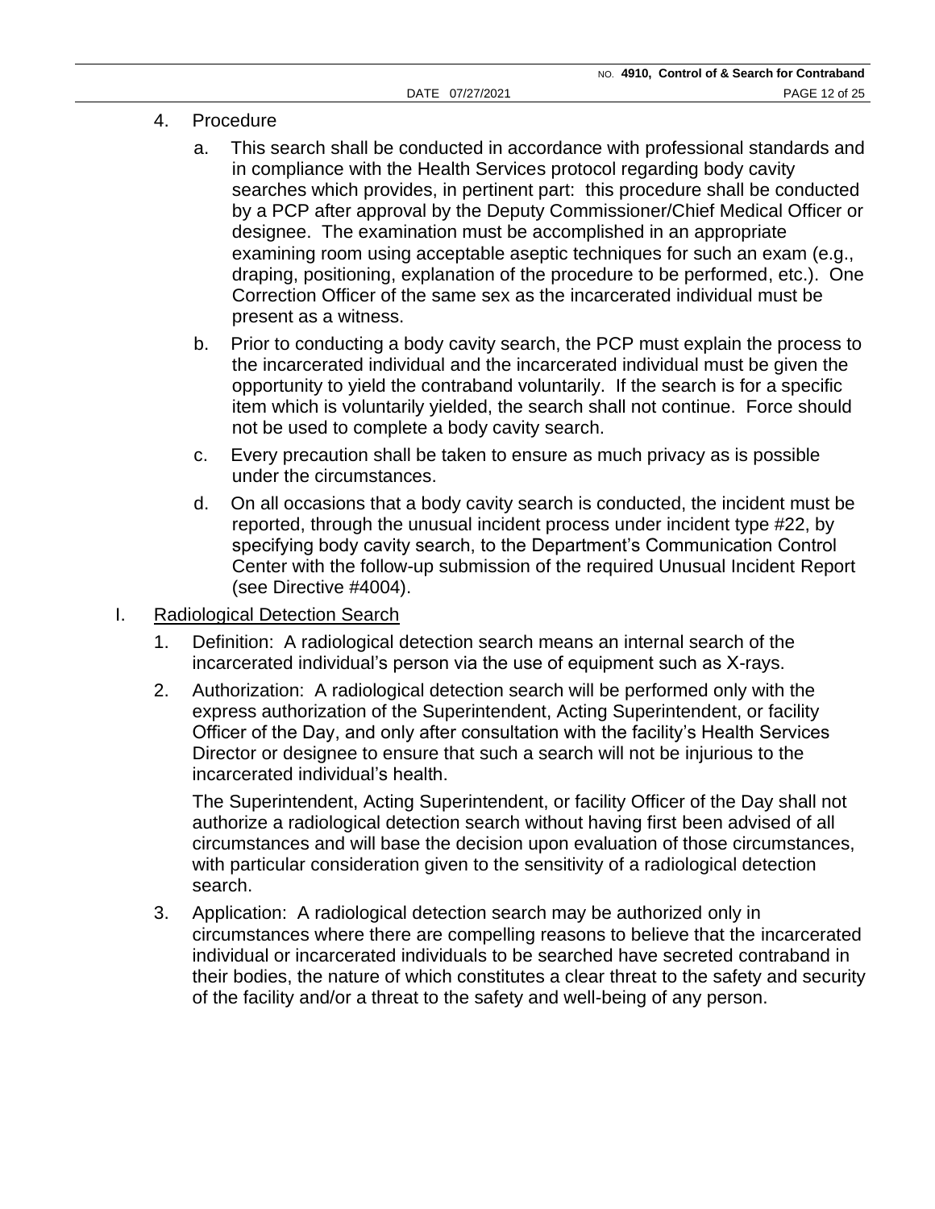4. Procedure

   a. This search shall be conducted in accordance with professional standards and in compliance with the Health Services protocol regarding body cavity searches which provides, in pertinent part: this procedure shall be conducted by a PCP after approval by the Deputy Commissioner/Chief Medical Officer or designee. The examination must be accomplished in an appropriate examining room using acceptable aseptic techniques for such an exam (e.g., draping, positioning, explanation of the procedure to be performed, etc.). One Correction Officer of the same sex as the incarcerated individual must be present as a witness.

   b. Prior to conducting a body cavity search, the PCP must explain the process to the incarcerated individual and the incarcerated individual must be given the opportunity to yield the contraband voluntarily. If the search is for a specific item which is voluntarily yielded, the search shall not continue. Force should not be used to complete a body cavity search.

   c. Every precaution shall be taken to ensure as much privacy as is possible under the circumstances.

   d. On all occasions that a body cavity search is conducted, the incident must be reported, through the unusual incident process under incident type #22, by specifying body cavity search, to the Department's Communication Control Center with the follow-up submission of the required Unusual Incident Report (see Directive #4004).

I. <u>Radiological Detection Search</u>

1. Definition: A radiological detection search means an internal search of the incarcerated individual's person via the use of equipment such as X-rays.

2. Authorization: A radiological detection search will be performed only with the express authorization of the Superintendent, Acting Superintendent, or facility Officer of the Day, and only after consultation with the facility's Health Services Director or designee to ensure that such a search will not be injurious to the incarcerated individual's health.

   The Superintendent, Acting Superintendent, or facility Officer of the Day shall not authorize a radiological detection search without having first been advised of all circumstances and will base the decision upon evaluation of those circumstances, with particular consideration given to the sensitivity of a radiological detection search.

3. Application: A radiological detection search may be authorized only in circumstances where there are compelling reasons to believe that the incarcerated individual or incarcerated individuals to be searched have secreted contraband in their bodies, the nature of which constitutes a clear threat to the safety and security of the facility and/or a threat to the safety and well-being of any person.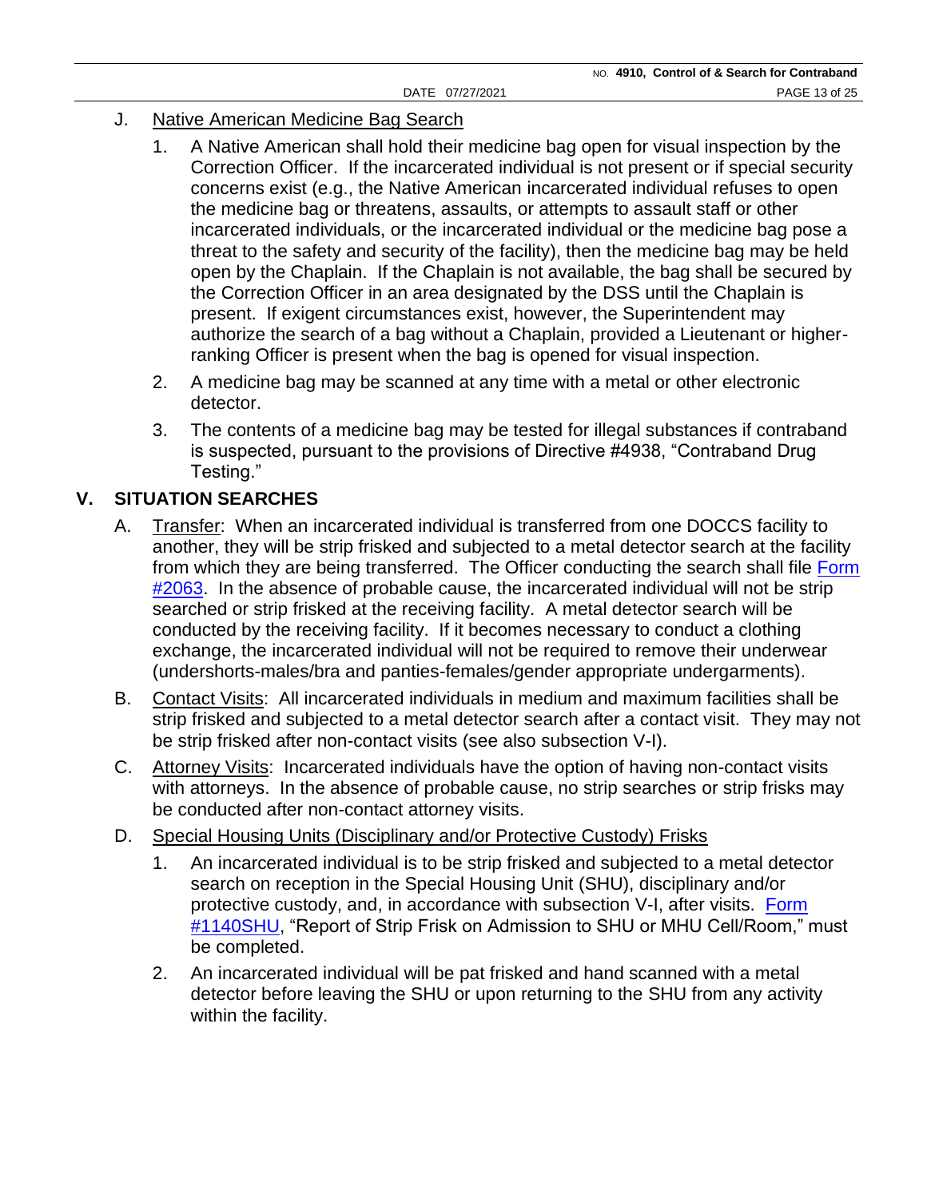J. <u>Native American Medicine Bag Search</u>

1. A Native American shall hold their medicine bag open for visual inspection by the Correction Officer. If the incarcerated individual is not present or if special security concerns exist (e.g., the Native American incarcerated individual refuses to open the medicine bag or threatens, assaults, or attempts to assault staff or other incarcerated individuals, or the incarcerated individual or the medicine bag pose a threat to the safety and security of the facility), then the medicine bag may be held open by the Chaplain. If the Chaplain is not available, the bag shall be secured by the Correction Officer in an area designated by the DSS until the Chaplain is present. If exigent circumstances exist, however, the Superintendent may authorize the search of a bag without a Chaplain, provided a Lieutenant or higher-ranking Officer is present when the bag is opened for visual inspection.

2. A medicine bag may be scanned at any time with a metal or other electronic detector.

3. The contents of a medicine bag may be tested for illegal substances if contraband is suspected, pursuant to the provisions of Directive #4938, "Contraband Drug Testing."

## V. SITUATION SEARCHES

A. <u>Transfer</u>: When an incarcerated individual is transferred from one DOCCS facility to another, they will be strip frisked and subjected to a metal detector search at the facility from which they are being transferred. The Officer conducting the search shall file Form #2063. In the absence of probable cause, the incarcerated individual will not be strip searched or strip frisked at the receiving facility. A metal detector search will be conducted by the receiving facility. If it becomes necessary to conduct a clothing exchange, the incarcerated individual will not be required to remove their underwear (undershorts-males/bra and panties-females/gender appropriate undergarments).

B. <u>Contact Visits</u>: All incarcerated individuals in medium and maximum facilities shall be strip frisked and subjected to a metal detector search after a contact visit. They may not be strip frisked after non-contact visits (see also subsection V-I).

C. <u>Attorney Visits</u>: Incarcerated individuals have the option of having non-contact visits with attorneys. In the absence of probable cause, no strip searches or strip frisks may be conducted after non-contact attorney visits.

D. <u>Special Housing Units (Disciplinary and/or Protective Custody) Frisks</u>

1. An incarcerated individual is to be strip frisked and subjected to a metal detector search on reception in the Special Housing Unit (SHU), disciplinary and/or protective custody, and, in accordance with subsection V-I, after visits. Form #1140SHU, "Report of Strip Frisk on Admission to SHU or MHU Cell/Room," must be completed.

2. An incarcerated individual will be pat frisked and hand scanned with a metal detector before leaving the SHU or upon returning to the SHU from any activity within the facility.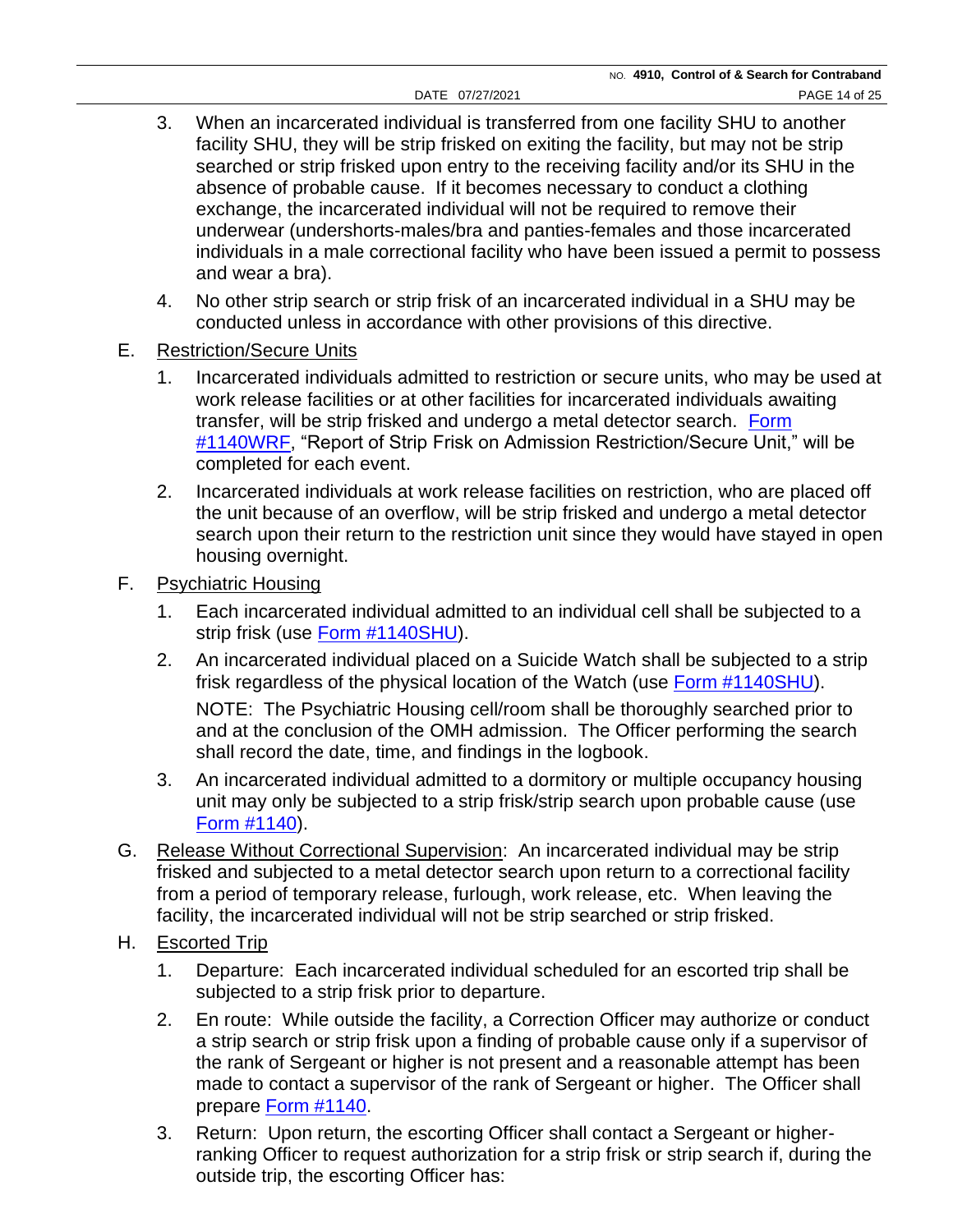3. When an incarcerated individual is transferred from one facility SHU to another facility SHU, they will be strip frisked on exiting the facility, but may not be strip searched or strip frisked upon entry to the receiving facility and/or its SHU in the absence of probable cause. If it becomes necessary to conduct a clothing exchange, the incarcerated individual will not be required to remove their underwear (undershorts-males/bra and panties-females and those incarcerated individuals in a male correctional facility who have been issued a permit to possess and wear a bra).

4. No other strip search or strip frisk of an incarcerated individual in a SHU may be conducted unless in accordance with other provisions of this directive.

E. Restriction/Secure Units

   1. Incarcerated individuals admitted to restriction or secure units, who may be used at work release facilities or at other facilities for incarcerated individuals awaiting transfer, will be strip frisked and undergo a metal detector search. Form #1140WRF, "Report of Strip Frisk on Admission Restriction/Secure Unit," will be completed for each event.

   2. Incarcerated individuals at work release facilities on restriction, who are placed off the unit because of an overflow, will be strip frisked and undergo a metal detector search upon their return to the restriction unit since they would have stayed in open housing overnight.

F. Psychiatric Housing

   1. Each incarcerated individual admitted to an individual cell shall be subjected to a strip frisk (use Form #1140SHU).

   2. An incarcerated individual placed on a Suicide Watch shall be subjected to a strip frisk regardless of the physical location of the Watch (use Form #1140SHU).

      NOTE: The Psychiatric Housing cell/room shall be thoroughly searched prior to and at the conclusion of the OMH admission. The Officer performing the search shall record the date, time, and findings in the logbook.

   3. An incarcerated individual admitted to a dormitory or multiple occupancy housing unit may only be subjected to a strip frisk/strip search upon probable cause (use Form #1140).

G. Release Without Correctional Supervision: An incarcerated individual may be strip frisked and subjected to a metal detector search upon return to a correctional facility from a period of temporary release, furlough, work release, etc. When leaving the facility, the incarcerated individual will not be strip searched or strip frisked.

H. Escorted Trip

   1. Departure: Each incarcerated individual scheduled for an escorted trip shall be subjected to a strip frisk prior to departure.

   2. En route: While outside the facility, a Correction Officer may authorize or conduct a strip search or strip frisk upon a finding of probable cause only if a supervisor of the rank of Sergeant or higher is not present and a reasonable attempt has been made to contact a supervisor of the rank of Sergeant or higher. The Officer shall prepare Form #1140.

   3. Return: Upon return, the escorting Officer shall contact a Sergeant or higher-ranking Officer to request authorization for a strip frisk or strip search if, during the outside trip, the escorting Officer has: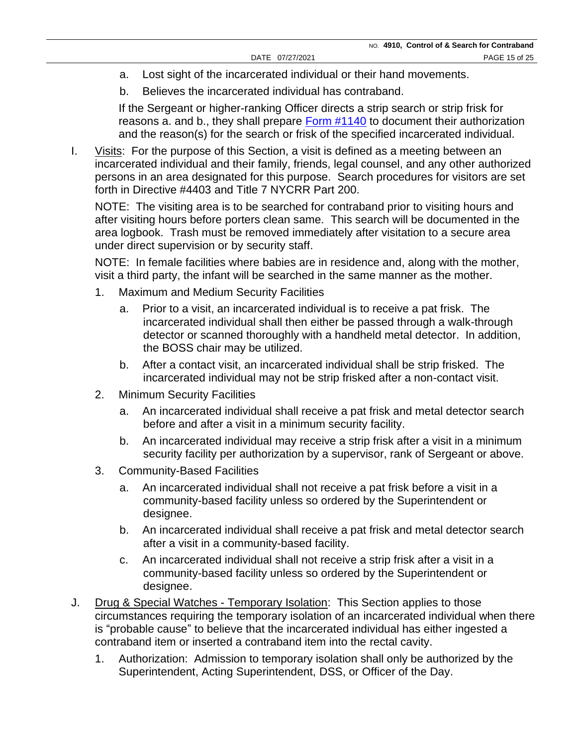a. Lost sight of the incarcerated individual or their hand movements.

b. Believes the incarcerated individual has contraband.

If the Sergeant or higher-ranking Officer directs a strip search or strip frisk for reasons a. and b., they shall prepare Form #1140 to document their authorization and the reason(s) for the search or frisk of the specified incarcerated individual.

I. <u>Visits</u>: For the purpose of this Section, a visit is defined as a meeting between an incarcerated individual and their family, friends, legal counsel, and any other authorized persons in an area designated for this purpose. Search procedures for visitors are set forth in Directive #4403 and Title 7 NYCRR Part 200.

NOTE: The visiting area is to be searched for contraband prior to visiting hours and after visiting hours before porters clean same. This search will be documented in the area logbook. Trash must be removed immediately after visitation to a secure area under direct supervision or by security staff.

NOTE: In female facilities where babies are in residence and, along with the mother, visit a third party, the infant will be searched in the same manner as the mother.

1. Maximum and Medium Security Facilities

   a. Prior to a visit, an incarcerated individual is to receive a pat frisk. The incarcerated individual shall then either be passed through a walk-through detector or scanned thoroughly with a handheld metal detector. In addition, the BOSS chair may be utilized.

   b. After a contact visit, an incarcerated individual shall be strip frisked. The incarcerated individual may not be strip frisked after a non-contact visit.

2. Minimum Security Facilities

   a. An incarcerated individual shall receive a pat frisk and metal detector search before and after a visit in a minimum security facility.

   b. An incarcerated individual may receive a strip frisk after a visit in a minimum security facility per authorization by a supervisor, rank of Sergeant or above.

3. Community-Based Facilities

   a. An incarcerated individual shall not receive a pat frisk before a visit in a community-based facility unless so ordered by the Superintendent or designee.

   b. An incarcerated individual shall receive a pat frisk and metal detector search after a visit in a community-based facility.

   c. An incarcerated individual shall not receive a strip frisk after a visit in a community-based facility unless so ordered the Superintendent or designee.

J. <u>Drug & Special Watches - Temporary Isolation</u>: This Section applies to those circumstances requiring the temporary isolation of an incarcerated individual when there is "probable cause" to believe that the incarcerated individual has either ingested a contraband item or inserted a contraband item into the rectal cavity.

1. Authorization: Admission to temporary isolation shall only be authorized by the Superintendent, Acting Superintendent, DSS, or Officer of the Day.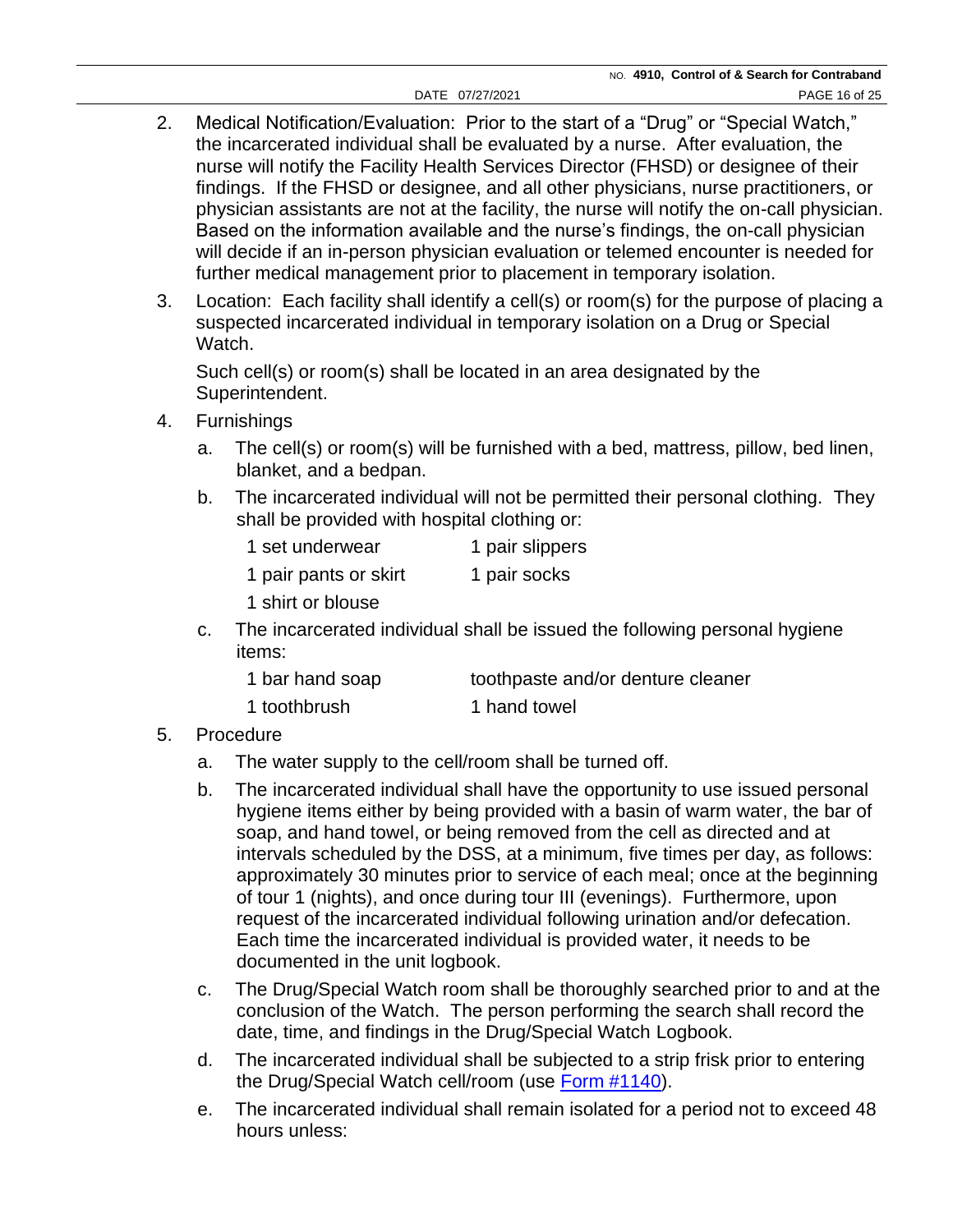2. Medical Notification/Evaluation: Prior to the start of a "Drug" or "Special Watch," the incarcerated individual shall be evaluated by a nurse. After evaluation, the nurse will notify the Facility Health Services Director (FHSD) or designee of their findings. If the FHSD or designee, and all other physicians, nurse practitioners, or physician assistants are not at the facility, the nurse will notify the on-call physician. Based on the information available and the nurse's findings, the on-call physician will decide if an in-person physician evaluation or telemed encounter is needed for further medical management prior to placement in temporary isolation.

3. Location: Each facility shall identify a cell(s) or room(s) for the purpose of placing a suspected incarcerated individual in temporary isolation on a Drug or Special Watch.

   Such cell(s) or room(s) shall be located in an area designated by the Superintendent.

4. Furnishings

   a. The cell(s) or room(s) will be furnished with a bed, mattress, pillow, bed linen, blanket, and a bedpan.

   b. The incarcerated individual will not be permitted their personal clothing. They shall be provided with hospital clothing or:

      1 set underwear  
      1 pair slippers  
      1 pair pants or skirt  
      1 pair socks  
      1 shirt or blouse

   c. The incarcerated individual shall be issued the following personal hygiene items:

      1 bar hand soap  
      toothpaste and/or denture cleaner  
      1 toothbrush  
      1 hand towel

5. Procedure

   a. The water supply to the cell/room shall be turned off.

   b. The incarcerated individual shall have the opportunity to use issued personal hygiene items either by being provided with a basin of warm water, the bar of soap, and hand towel, or being removed from the cell as directed and at intervals scheduled by the DSS, at a minimum, five times per day, as follows: approximately 30 minutes prior to service of each meal; once at the beginning of tour 1 (nights), and once during tour III (evenings). Furthermore, upon request of the incarcerated individual following urination and/or defecation. Each time the incarcerated individual is provided water, it needs to be documented in the unit logbook.

   c. The Drug/Special Watch room shall be thoroughly searched prior to and at the conclusion of the Watch. The person performing the search shall record the date, time, and findings in the Drug/Special Watch Logbook.

   d. The incarcerated individual shall be subjected to a strip frisk prior to entering the Drug/Special Watch cell/room (use Form #1140).

   e. The incarcerated individual shall remain isolated for a period not to exceed 48 hours unless: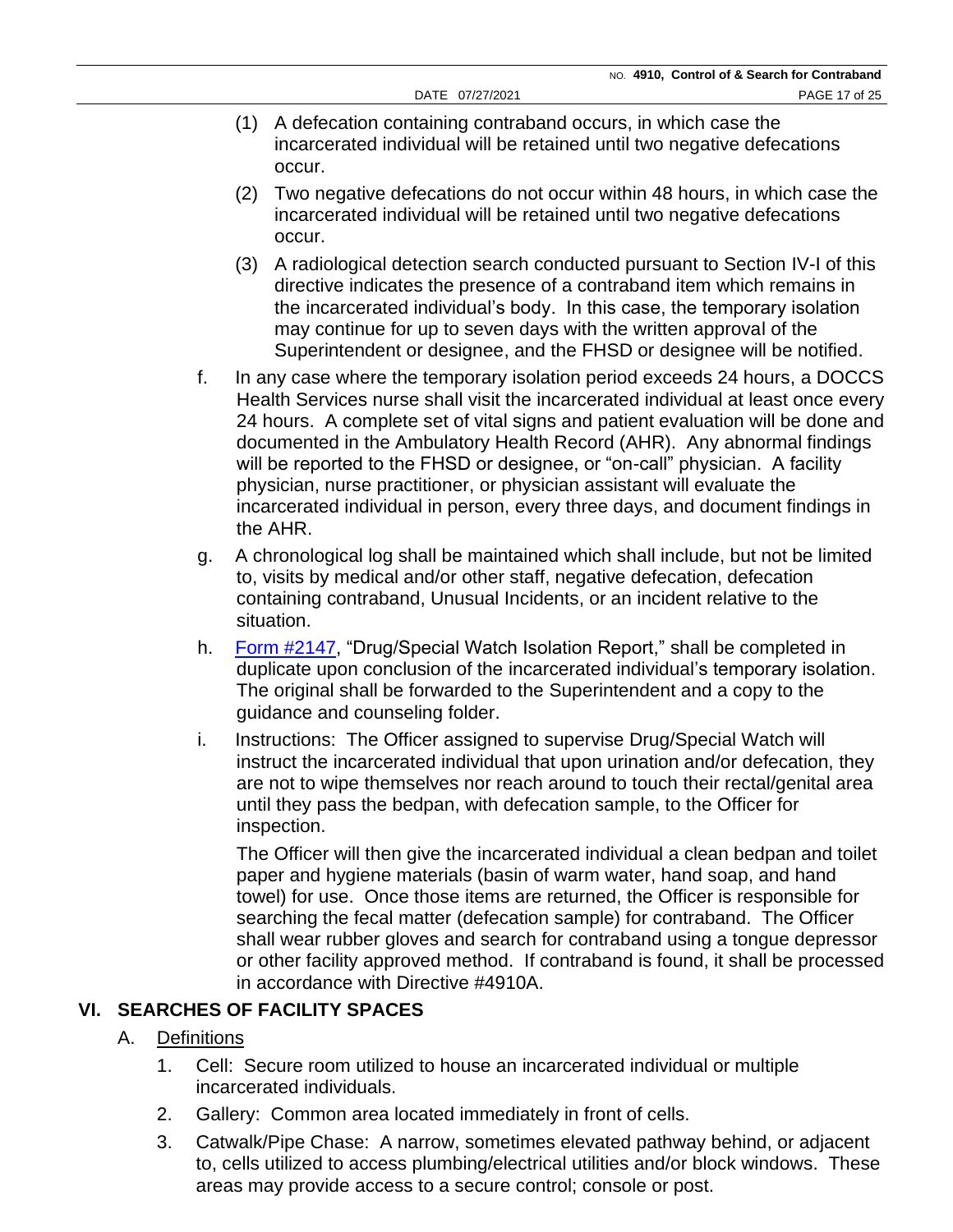(1) A defecation containing contraband occurs, in which case the incarcerated individual will be retained until two negative defecations occur.

(2) Two negative defecations do not occur within 48 hours, in which case the incarcerated individual will be retained until two negative defecations occur.

(3) A radiological detection search conducted pursuant to Section IV-I of this directive indicates the presence of a contraband item which remains in the incarcerated individual's body. In this case, the temporary isolation may continue for up to seven days with the written approval of the Superintendent or designee, and the FHSD or designee will be notified.

f. In any case where the temporary isolation period exceeds 24 hours, a DOCCS Health Services nurse shall visit the incarcerated individual at least once every 24 hours. A complete set of vital signs and patient evaluation will be done and documented in the Ambulatory Health Record (AHR). Any abnormal findings will be reported to the FHSD or designee, or "on-call" physician. A facility physician, nurse practitioner, or physician assistant will evaluate the incarcerated individual in person, every three days, and document findings in the AHR.

g. A chronological log shall be maintained which shall include, but not be limited to, visits by medical and/or other staff, negative defecation, defecation containing contraband, Unusual Incidents, or an incident relative to the situation.

h. Form #2147, "Drug/Special Watch Isolation Report," shall be completed in duplicate upon conclusion of the incarcerated individual's temporary isolation. The original shall be forwarded to the Superintendent and a copy to the guidance and counseling folder.

i. Instructions: The Officer assigned to supervise Drug/Special Watch will instruct the incarcerated individual that upon urination and/or defecation, they are not to wipe themselves nor reach around to touch their rectal/genital area until they pass the bedpan, with defecation sample, to the Officer for inspection.

The Officer will then give the incarcerated individual a clean bedpan and toilet paper and hygiene materials (basin of warm water, hand soap, and hand towel) for use. Once those items are returned, the Officer is responsible for searching the fecal matter (defecation sample) for contraband. The Officer shall wear rubber gloves and search for contraband using a tongue depressor or other facility approved method. If contraband is found, it shall be processed in accordance with Directive #4910A.

## VI. SEARCHES OF FACILITY SPACES

A. Definitions

1. Cell: Secure room utilized to house an incarcerated individual or multiple incarcerated individuals.

2. Gallery: Common area located immediately in front of cells.

3. Catwalk/Pipe Chase: A narrow, sometimes elevated pathway behind, or adjacent to, cells utilized to access plumbing/electrical utilities and/or block windows. These areas may provide access to a secure control; console or post.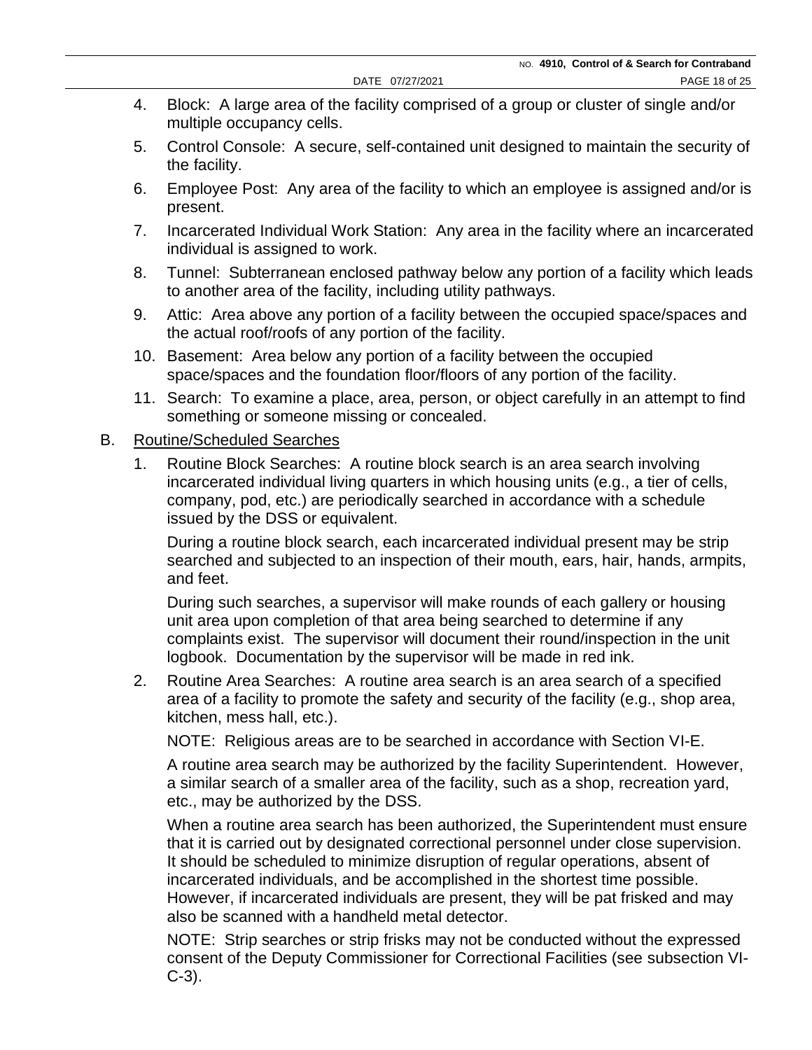4. Block: A large area of the facility comprised of a group or cluster of single and/or multiple occupancy cells.
5. Control Console: A secure, self-contained unit designed to maintain the security of the facility.
6. Employee Post: Any area of the facility to which an employee is assigned and/or is present.
7. Incarcerated Individual Work Station: Any area in the facility where an incarcerated individual is assigned to work.
8. Tunnel: Subterranean enclosed pathway below any portion of a facility which leads to another area of the facility, including utility pathways.
9. Attic: Area above any portion of a facility between the occupied space/spaces and the actual roof/roofs of any portion of the facility.
10. Basement: Area below any portion of a facility between the occupied space/spaces and the foundation floor/floors of any portion of the facility.
11. Search: To examine a place, area, person, or object carefully in an attempt to find something or someone missing or concealed.

B. Routine/Scheduled Searches

1. Routine Block Searches: A routine block search is an area search involving incarcerated individual living quarters in which housing units (e.g., a tier of cells, company, pod, etc.) are periodically searched in accordance with a schedule issued by the DSS or equivalent.

   During a routine block search, each incarcerated individual present may be strip searched and subjected to an inspection of their mouth, ears, hair, hands, armpits, and feet.

   During such searches, a supervisor will make rounds of each gallery or housing unit area upon completion of that area being searched to determine if any complaints exist. The supervisor will document their round/inspection in the unit logbook. Documentation by the supervisor will be made in red ink.

2. Routine Area Searches: A routine area search is an area search of a specified area of a facility to promote the safety and security of the facility (e.g., shop area, kitchen, mess hall, etc.).

   NOTE: Religious areas are to be searched in accordance with Section VI-E.

   A routine area search may be authorized by the facility Superintendent. However, a similar search of a smaller area of the facility, such as a shop, recreation yard, etc., may be authorized by the DSS.

   When a routine area search has been authorized, the Superintendent must ensure that it is carried out by designated correctional personnel under close supervision. It should be scheduled to minimize disruption of regular operations, absent of incarcerated individuals, and be accomplished in the shortest time possible. However, if incarcerated individuals are present, they will be pat frisked and may also be scanned with a handheld metal detector.

   NOTE: Strip searches or strip frisks may not be conducted without the expressed consent of the Deputy Commissioner for Correctional Facilities (see subsection VI-C-3).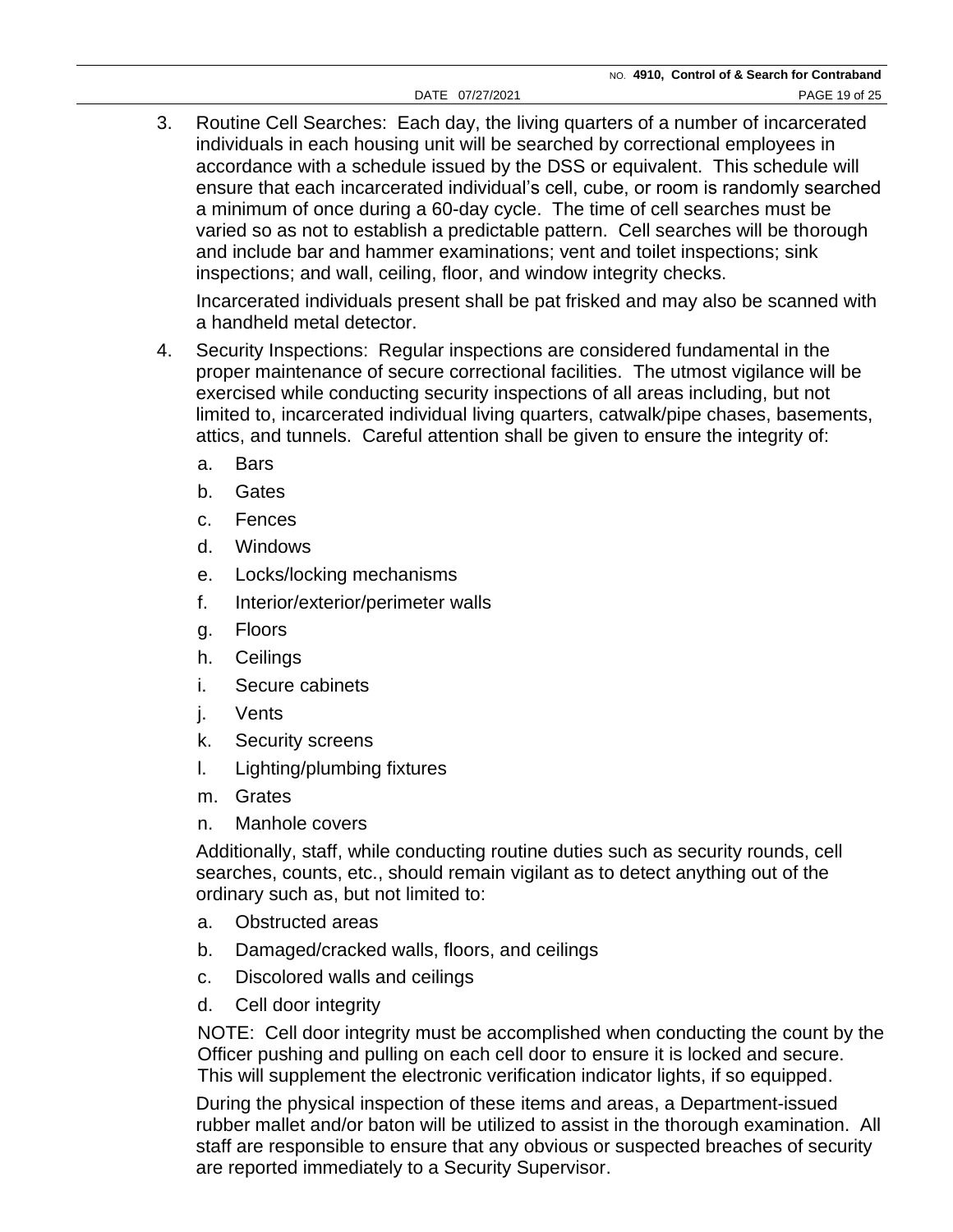3. Routine Cell Searches: Each day, the living quarters of a number of incarcerated individuals in each housing unit will be searched by correctional employees in accordance with a schedule issued by the DSS or equivalent. This schedule will ensure that each incarcerated individual's cell, cube, or room is randomly searched a minimum of once during a 60-day cycle. The time of cell searches must be varied so as not to establish a predictable pattern. Cell searches will be thorough and include bar and hammer examinations; vent and toilet inspections; sink inspections; and wall, ceiling, floor, and window integrity checks.

   Incarcerated individuals present shall be pat frisked and may also be scanned with a handheld metal detector.

4. Security Inspections: Regular inspections are considered fundamental in the proper maintenance of secure correctional facilities. The utmost vigilance will be exercised while conducting security inspections of all areas including, but not limited to, incarcerated individual living quarters, catwalk/pipe chases, basements, attics, and tunnels. Careful attention shall be given to ensure the integrity of:

   a. Bars
   b. Gates
   c. Fences
   d. Windows
   e. Locks/locking mechanisms
   f. Interior/exterior/perimeter walls
   g. Floors
   h. Ceilings
   i. Secure cabinets
   j. Vents
   k. Security screens
   l. Lighting/plumbing fixtures
   m. Grates
   n. Manhole covers

   Additionally, staff, while conducting routine duties such as security rounds, cell searches, counts, etc., should remain vigilant as to detect anything out of the ordinary such as, but not limited to:

   a. Obstructed areas
   b. Damaged/cracked walls, floors, and ceilings
   c. Discolored walls and ceilings
   d. Cell door integrity

   NOTE: Cell door integrity must be accomplished when conducting the count by the Officer pushing and pulling on each cell door to ensure it is locked and secure. This will supplement the electronic verification indicator lights, if so equipped.

   During the physical inspection of these items and areas, a Department-issued rubber mallet and/or baton will be utilized to assist in the thorough examination. All staff are responsible to ensure that any obvious or suspected breaches of security are reported immediately to a Security Supervisor.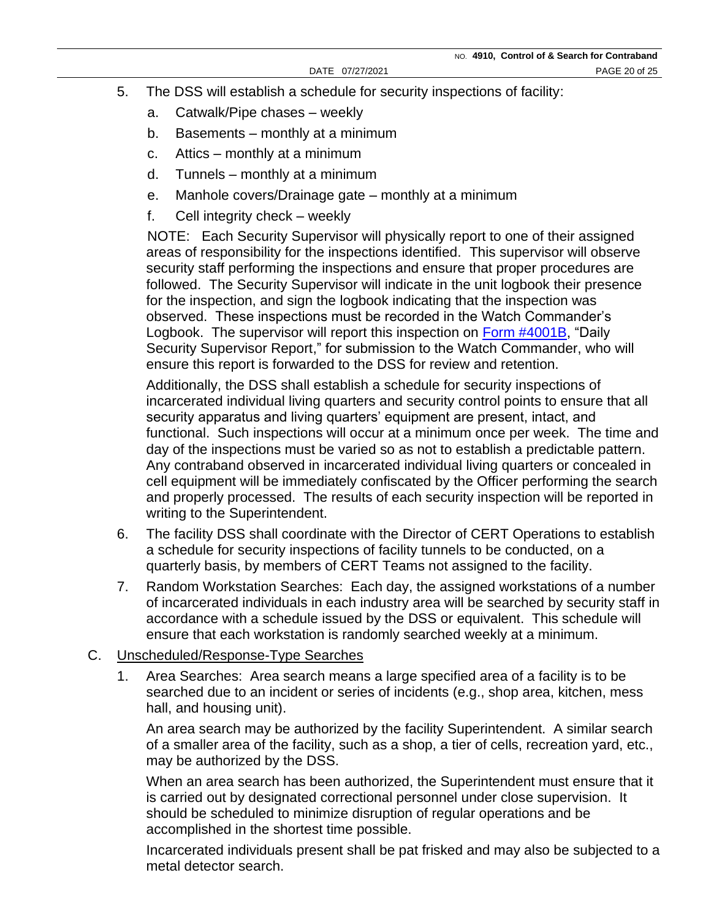5. The DSS will establish a schedule for security inspections of facility:
    a. Catwalk/Pipe chases – weekly
    b. Basements – monthly at a minimum
    c. Attics – monthly at a minimum
    d. Tunnels – monthly at a minimum
    e. Manhole covers/Drainage gate – monthly at a minimum
    f. Cell integrity check – weekly

    NOTE: Each Security Supervisor will physically report to one of their assigned areas of responsibility for the inspections identified. This supervisor will observe security staff performing the inspections and ensure that proper procedures are followed. The Security Supervisor will indicate in the unit logbook their presence for the inspection, and sign the logbook indicating that the inspection was observed. These inspections must be recorded in the Watch Commander's Logbook. The supervisor will report this inspection on Form #4001B, "Daily Security Supervisor Report," for submission to the Watch Commander, who will ensure this report is forwarded to the DSS for review and retention.

    Additionally, the DSS shall establish a schedule for security inspections of incarcerated individual living quarters and security control points to ensure that all security apparatus and living quarters' equipment are present, intact, and functional. Such inspections will occur at a minimum once per week. The time and day of the inspections must be varied so as not to establish a predictable pattern. Any contraband observed in incarcerated individual living quarters or concealed in cell equipment will be immediately confiscated by the Officer performing the search and properly processed. The results of each security inspection will be reported in writing to the Superintendent.

6. The facility DSS shall coordinate with the Director of CERT Operations to establish a schedule for security inspections of facility tunnels to be conducted, on a quarterly basis, by members of CERT Teams not assigned to the facility.

7. Random Workstation Searches: Each day, the assigned workstations of a number of incarcerated individuals in each industry area will be searched by security staff in accordance with a schedule issued by the DSS or equivalent. This schedule will ensure that each workstation is randomly searched weekly at a minimum.

C. Unscheduled/Response-Type Searches

1. Area Searches: Area search means a large specified area of a facility is to be searched due to an incident or series of incidents (e.g., shop area, kitchen, mess hall, and housing unit).

    An area search may be authorized by the facility Superintendent. A similar search of a smaller area of the facility, such as a shop, a tier of cells, recreation yard, etc., may be authorized by the DSS.

    When an area search has been authorized, the Superintendent must ensure that it is carried out by designated correctional personnel under close supervision. It should be scheduled to minimize disruption of regular operations and be accomplished in the shortest time possible.

    Incarcerated individuals present shall be pat frisked and may also be subjected to a metal detector search.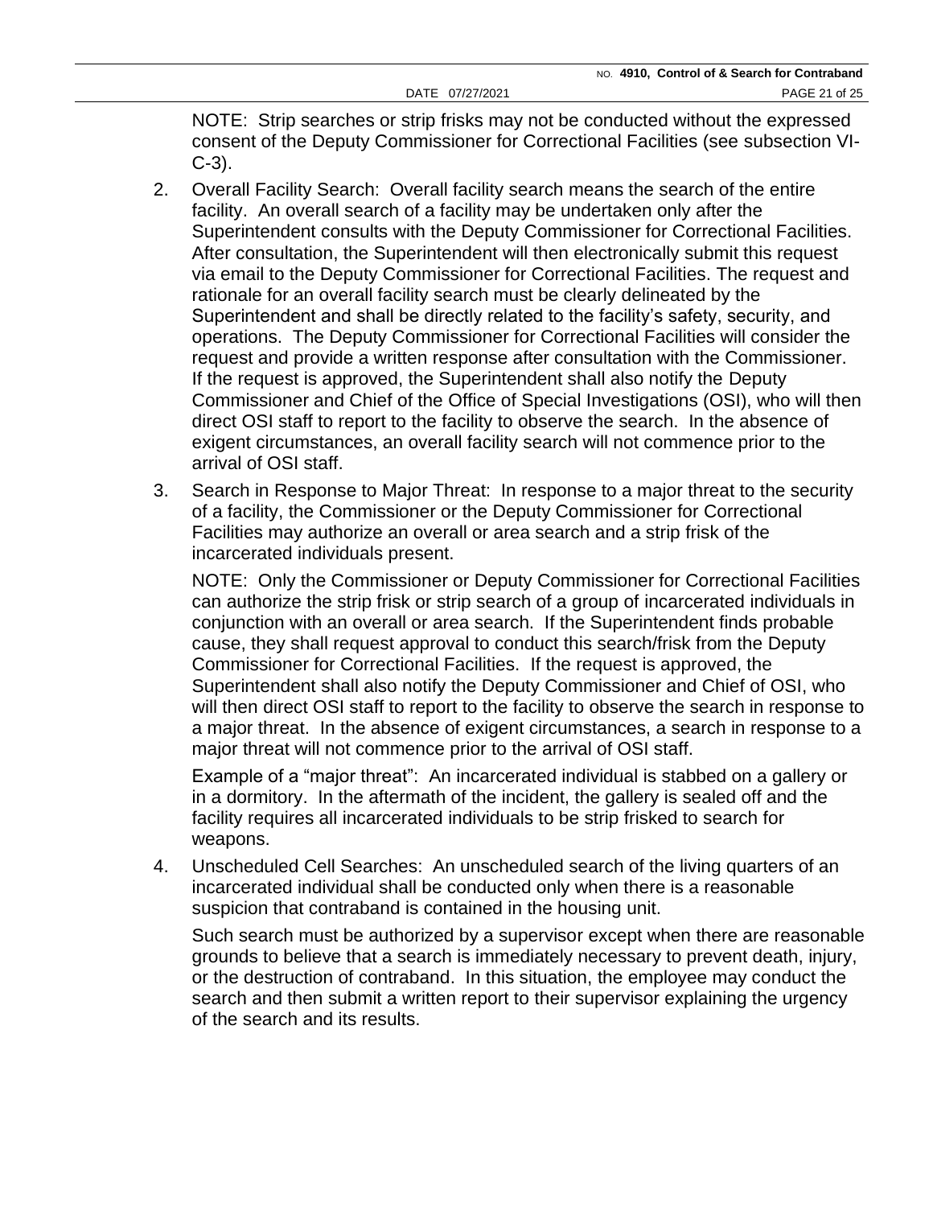NOTE: Strip searches or strip frisks may not be conducted without the expressed consent of the Deputy Commissioner for Correctional Facilities (see subsection VI-C-3).

2. Overall Facility Search: Overall facility search means the search of the entire facility. An overall search of a facility may be undertaken only after the Superintendent consults with the Deputy Commissioner for Correctional Facilities. After consultation, the Superintendent will then electronically submit this request via email to the Deputy Commissioner for Correctional Facilities. The request and rationale for an overall facility search must be clearly delineated by the Superintendent and shall be directly related to the facility's safety, security, and operations. The Deputy Commissioner for Correctional Facilities will consider the request and provide a written response after consultation with the Commissioner. If the request is approved, the Superintendent shall also notify the Deputy Commissioner and Chief of the Office of Special Investigations (OSI), who will then direct OSI staff to report to the facility to observe the search. In the absence of exigent circumstances, an overall facility search will not commence prior to the arrival of OSI staff.

3. Search in Response to Major Threat: In response to a major threat to the security of a facility, the Commissioner or the Deputy Commissioner for Correctional Facilities may authorize an overall or area search and a strip frisk of the incarcerated individuals present.

   NOTE: Only the Commissioner or Deputy Commissioner for Correctional Facilities can authorize the strip frisk or strip search of a group of incarcerated individuals in conjunction with an overall or area search. If the Superintendent finds probable cause, they shall request approval to conduct this search/frisk from the Deputy Commissioner for Correctional Facilities. If the request is approved, the Superintendent shall also notify the Deputy Commissioner and Chief of OSI, who will then direct OSI staff to report to the facility to observe the search in response to a major threat. In the absence of exigent circumstances, a search in response to a major threat will not commence prior to the arrival of OSI staff.

   Example of a "major threat": An incarcerated individual is stabbed on a gallery or in a dormitory. In the aftermath of the incident, the gallery is sealed off and the facility requires all incarcerated individuals to be strip frisked to search for weapons.

4. Unscheduled Cell Searches: An unscheduled search of the living quarters of an incarcerated individual shall be conducted only when there is a reasonable suspicion that contraband is contained in the housing unit.

   Such search must be authorized by a supervisor except when there are reasonable grounds to believe that a search is immediately necessary to prevent death, injury, or the destruction of contraband. In this situation, the employee may conduct the search and then submit a written report to their supervisor explaining the urgency of the search and its results.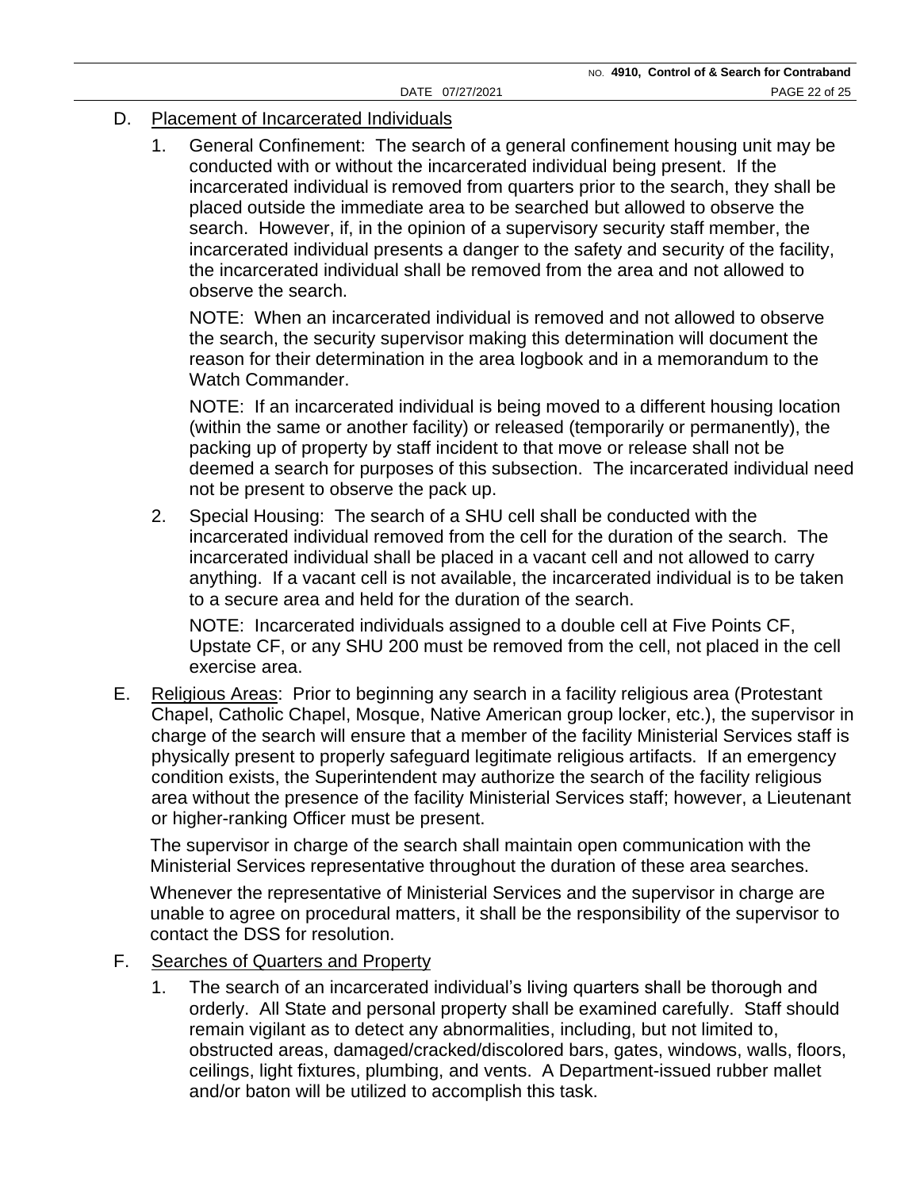D. Placement of Incarcerated Individuals

1. General Confinement: The search of a general confinement housing unit may be conducted with or without the incarcerated individual being present. If the incarcerated individual is removed from quarters prior to the search, they shall be placed outside the immediate area to be searched but allowed to observe the search. However, if, in the opinion of a supervisory security staff member, the incarcerated individual presents a danger to the safety and security of the facility, the incarcerated individual shall be removed from the area and not allowed to observe the search.

   NOTE: When an incarcerated individual is removed and not allowed to observe the search, the security supervisor making this determination will document the reason for their determination in the area logbook and in a memorandum to the Watch Commander.

   NOTE: If an incarcerated individual is being moved to a different housing location (within the same or another facility) or released (temporarily or permanently), the packing up of property by staff incident to that move or release shall not be deemed a search for purposes of this subsection. The incarcerated individual need not be present to observe the pack up.

2. Special Housing: The search of a SHU cell shall be conducted with the incarcerated individual removed from the cell for the duration of the search. The incarcerated individual shall be placed in a vacant cell and not allowed to carry anything. If a vacant cell is not available, the incarcerated individual is to be taken to a secure area and held for the duration of the search.

   NOTE: Incarcerated individuals assigned to a double cell at Five Points CF, Upstate CF, or any SHU 200 must be removed from the cell, not placed in the cell exercise area.

E. Religious Areas: Prior to beginning any search in a facility religious area (Protestant Chapel, Catholic Chapel, Mosque, Native American group locker, etc.), the supervisor in charge of the search will ensure that a member of the facility Ministerial Services staff is physically present to properly safeguard legitimate religious artifacts. If an emergency condition exists, the Superintendent may authorize the search of the facility religious area without the presence of the facility Ministerial Services staff; however, a Lieutenant or higher-ranking Officer must be present.

   The supervisor in charge of the search shall maintain open communication with the Ministerial Services representative throughout the duration of these area searches.

   Whenever the representative of Ministerial Services and the supervisor in charge are unable to agree on procedural matters, it shall be the responsibility of the supervisor to contact the DSS for resolution.

F. Searches of Quarters and Property

1. The search of an incarcerated individual's living quarters shall be thorough and orderly. All State and personal property shall be examined carefully. Staff should remain vigilant as to detect any abnormalities, including, but not limited to, obstructed areas, damaged/cracked/discolored bars, gates, windows, walls, floors, ceilings, light fixtures, plumbing, and vents. A Department-issued rubber mallet and/or baton will be utilized to accomplish this task.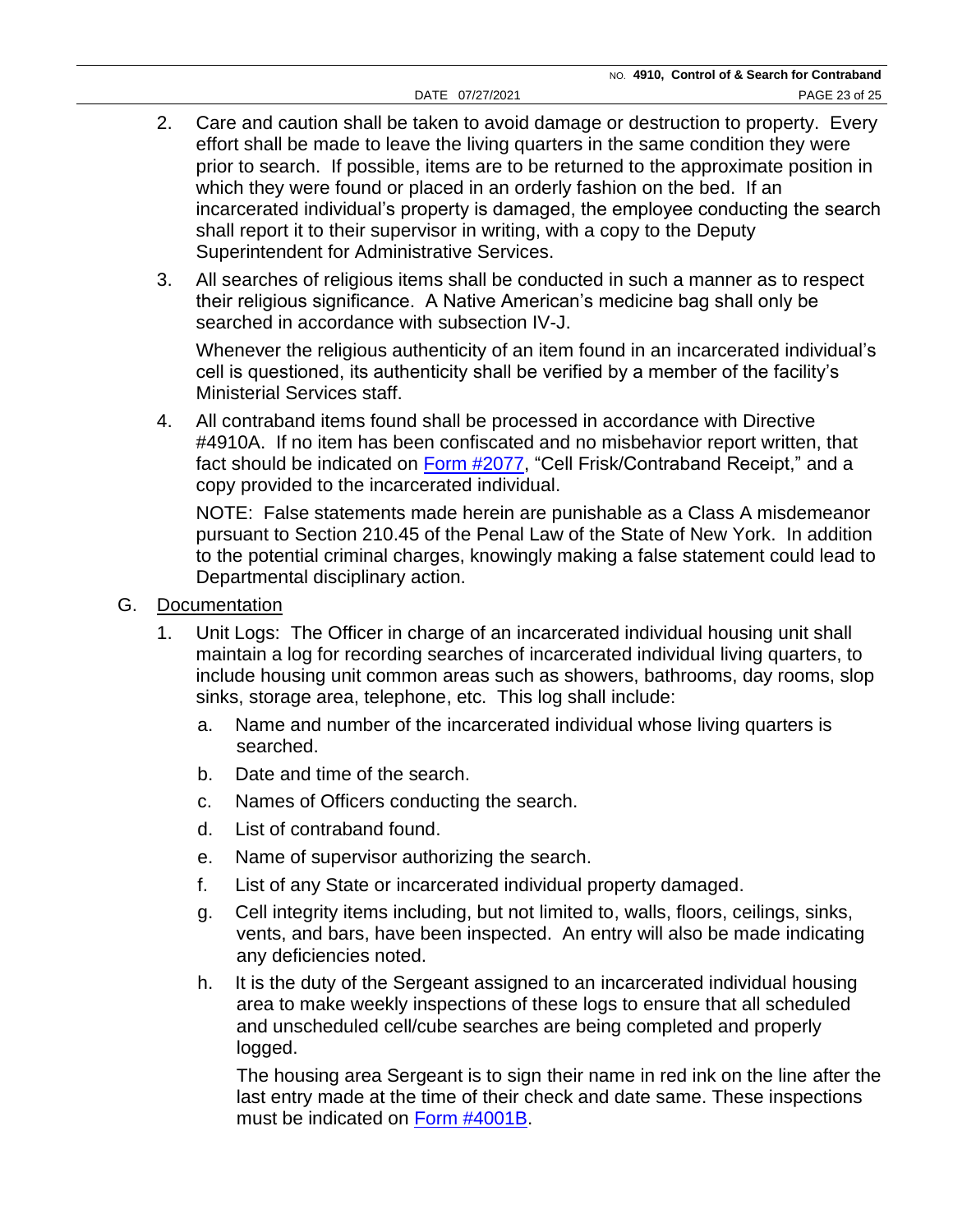2. Care and caution shall be taken to avoid damage or destruction to property. Every effort shall be made to leave the living quarters in the same condition they were prior to search. If possible, items are to be returned to the approximate position in which they were found or placed in an orderly fashion on the bed. If an incarcerated individual's property is damaged, the employee conducting the search shall report it to their supervisor in writing, with a copy to the Deputy Superintendent for Administrative Services.

3. All searches of religious items shall be conducted in such a manner as to respect their religious significance. A Native American's medicine bag shall only be searched in accordance with subsection IV-J.

   Whenever the religious authenticity of an item found in an incarcerated individual's cell is questioned, its authenticity shall be verified by a member of the facility's Ministerial Services staff.

4. All contraband items found shall be processed in accordance with Directive #4910A. If no item has been confiscated and no misbehavior report written, that fact should be indicated on Form #2077, "Cell Frisk/Contraband Receipt," and a copy provided to the incarcerated individual.

   NOTE: False statements made herein are punishable as a Class A misdemeanor pursuant to Section 210.45 of the Penal Law of the State of New York. In addition to the potential criminal charges, knowingly making a false statement could lead to Departmental disciplinary action.

G. Documentation

1. Unit Logs: The Officer in charge of an incarcerated individual housing unit shall maintain a log for recording searches of incarcerated individual living quarters, to include housing unit common areas such as showers, bathrooms, day rooms, slop sinks, storage area, telephone, etc. This log shall include:

   a. Name and number of the incarcerated individual whose living quarters is searched.

   b. Date and time of the search.

   c. Names of Officers conducting the search.

   d. List of contraband found.

   e. Name of supervisor authorizing the search.

   f. List of any State or incarcerated individual property damaged.

   g. Cell integrity items including, but not limited to, walls, floors, ceilings, sinks, vents, and bars, have been inspected. An entry will also be made indicating any deficiencies noted.

   h. It is the duty of the Sergeant assigned to an incarcerated individual housing area to make weekly inspections of these logs to ensure that all scheduled and unscheduled cell/cube searches are being completed and properly logged.

      The housing area Sergeant is to sign their name in red ink on the line after the last entry made at the time of their check and date same. These inspections must be indicated on Form #4001B.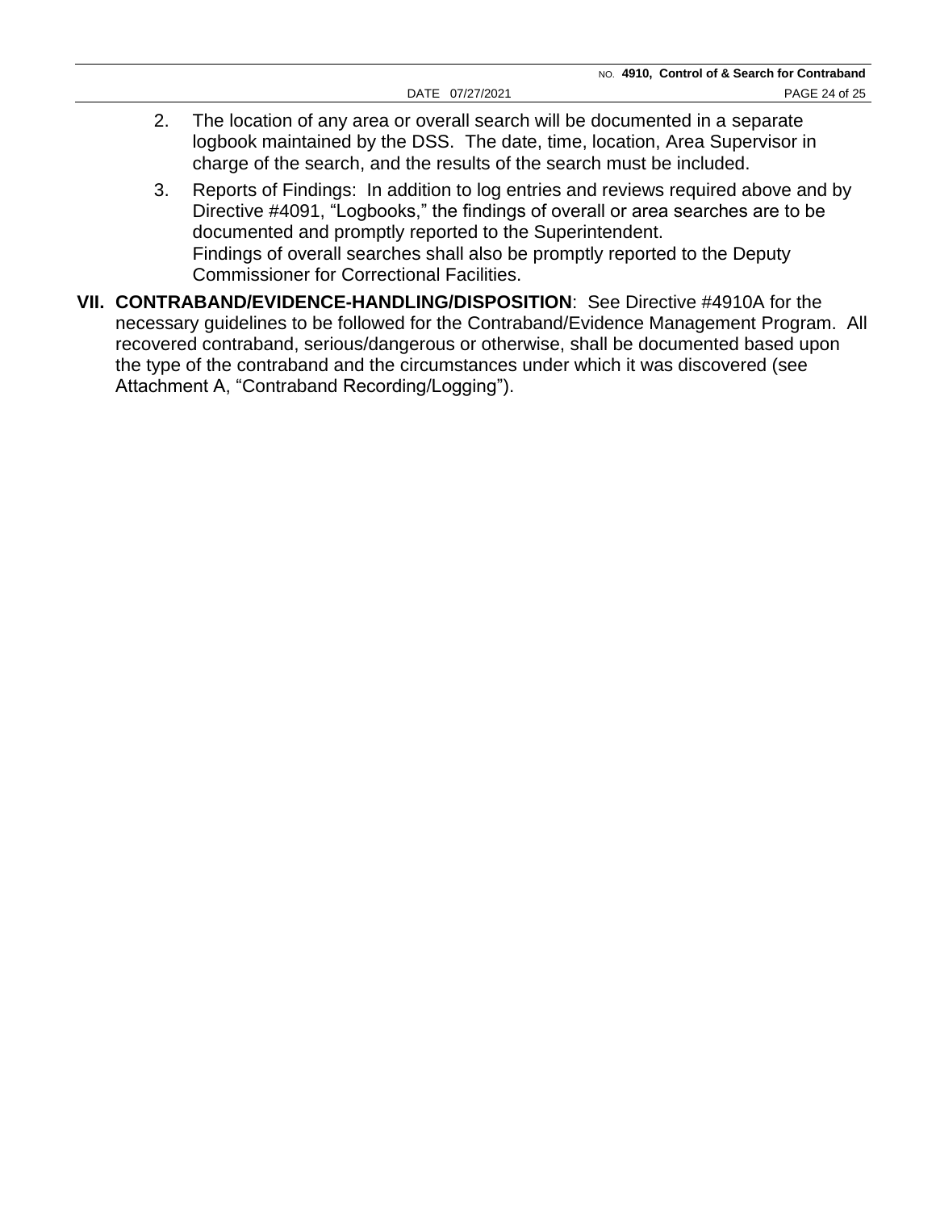2. The location of any area or overall search will be documented in a separate logbook maintained by the DSS. The date, time, location, Area Supervisor in charge of the search, and the results of the search must be included.

3. Reports of Findings: In addition to log entries and reviews required above and by Directive #4091, "Logbooks," the findings of overall or area searches are to be documented and promptly reported to the Superintendent.
   Findings of overall searches shall also be promptly reported to the Deputy Commissioner for Correctional Facilities.

**VII. CONTRABAND/EVIDENCE-HANDLING/DISPOSITION**: See Directive #4910A for the necessary guidelines to be followed for the Contraband/Evidence Management Program. All recovered contraband, serious/dangerous or otherwise, shall be documented based upon the type of the contraband and the circumstances under which it was discovered (see Attachment A, "Contraband Recording/Logging").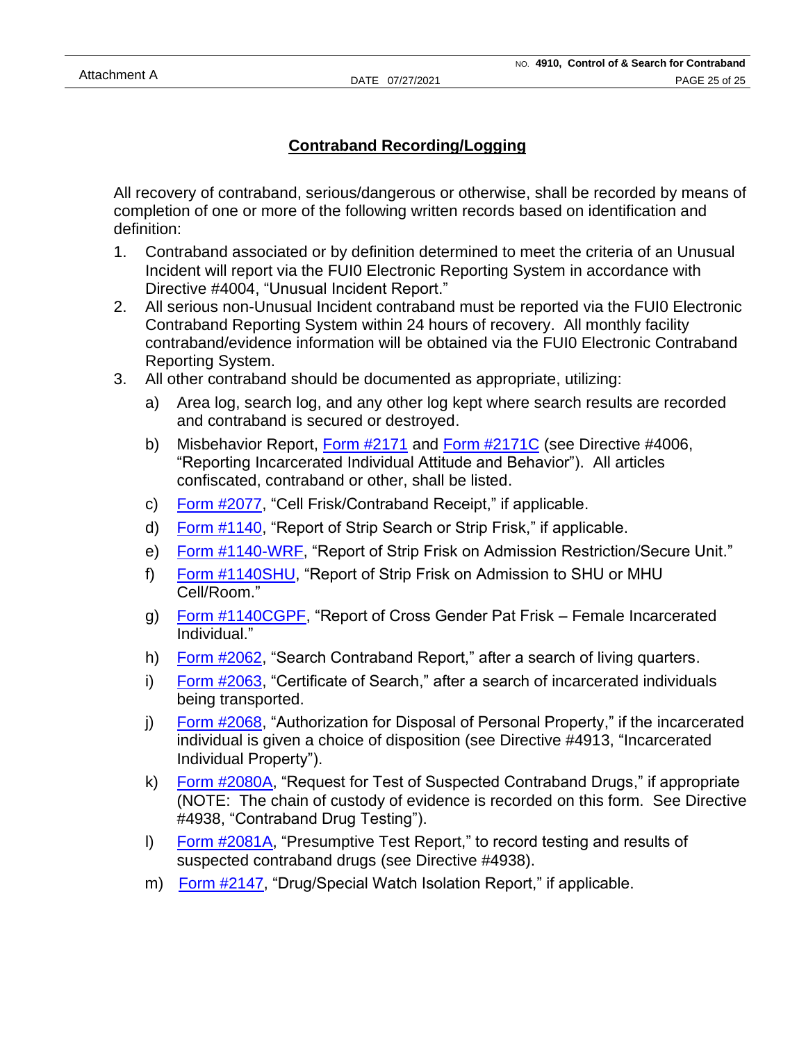Attachment A

## Contraband Recording/Logging

All recovery of contraband, serious/dangerous or otherwise, shall be recorded by means of completion of one or more of the following written records based on identification and definition:

1. Contraband associated or by definition determined to meet the criteria of an Unusual Incident will report via the FUI0 Electronic Reporting System in accordance with Directive #4004, "Unusual Incident Report."
2. All serious non-Unusual Incident contraband must be reported via the FUI0 Electronic Contraband Reporting System within 24 hours of recovery. All monthly facility contraband/evidence information will be obtained via the FUI0 Electronic Contraband Reporting System.
3. All other contraband should be documented as appropriate, utilizing:
   a) Area log, search log, and any other log kept where search results are recorded and contraband is secured or destroyed.
   b) Misbehavior Report, Form #2171 and Form #2171C (see Directive #4006, "Reporting Incarcerated Individual Attitude and Behavior"). All articles confiscated, contraband or other, shall be listed.
   c) Form #2077, "Cell Frisk/Contraband Receipt," if applicable.
   d) Form #1140, "Report of Strip Search or Strip Frisk," if applicable.
   e) Form #1140-WRF, "Report of Strip Frisk on Admission Restriction/Secure Unit."
   f) Form #1140SHU, "Report of Strip Frisk on Admission to SHU or MHU Cell/Room."
   g) Form #1140CGPF, "Report of Cross Gender Pat Frisk – Female Incarcerated Individual."
   h) Form #2062, "Search Contraband Report," after a search of living quarters.
   i) Form #2063, "Certificate of Search," after a search of incarcerated individuals being transported.
   j) Form #2068, "Authorization for Disposal of Personal Property," if the incarcerated individual is given a choice of disposition (see Directive #4913, "Incarcerated Individual Property").
   k) Form #2080A, "Request for Test of Suspected Contraband Drugs," if appropriate (NOTE: The chain of custody of evidence is recorded on this form. See Directive #4938, "Contraband Drug Testing").
   l) Form #2081A, "Presumptive Test Report," to record testing and results of suspected contraband drugs (see Directive #4938).
   m) Form #2147, "Drug/Special Watch Isolation Report," if applicable.